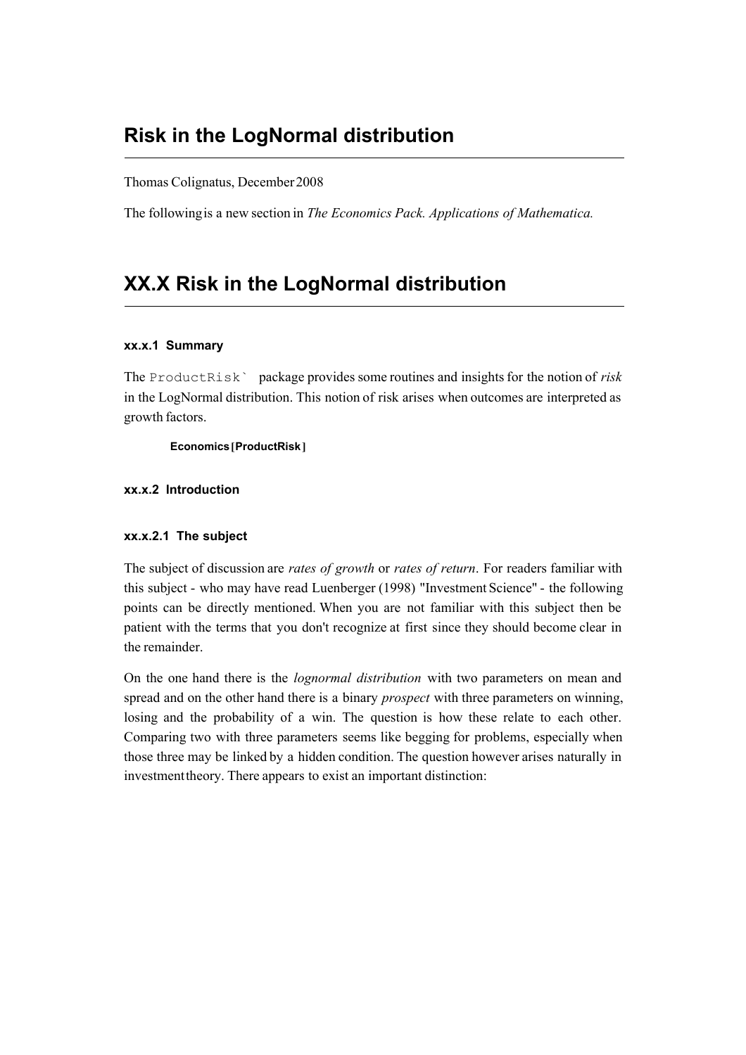# Risk in the LogNormal distribution

Thomas Colignatus, December 2008

The following is a new section in *The Economics Pack. Applications of Mathematica.*

# XX.X Risk in the LogNormal distribution

### xx.x.1 Summary

The `ProductRisk`` package provides some routines and insights for the notion of *risk* in the LogNormal distribution. This notion of risk arises when outcomes are interpreted as growth factors.

**Economics[ProductRisk]**

### xx.x.2 Introduction

#### xx.x.2.1 The subject

The subject of discussion are *rates of growth* or *rates of return*. For readers familiar with this subject - who may have read Luenberger (1998) "Investment Science" - the following points can be directly mentioned. When you are not familiar with this subject then be patient with the terms that you don't recognize at first since they should become clear in the remainder.

On the one hand there is the *lognormal distribution* with two parameters on mean and spread and on the other hand there is a binary *prospect* with three parameters on winning, losing and the probability of a win. The question is how these relate to each other. Comparing two with three parameters seems like begging for problems, especially when those three may be linked by a hidden condition. The question however arises naturally in investment theory. There appears to exist an important distinction: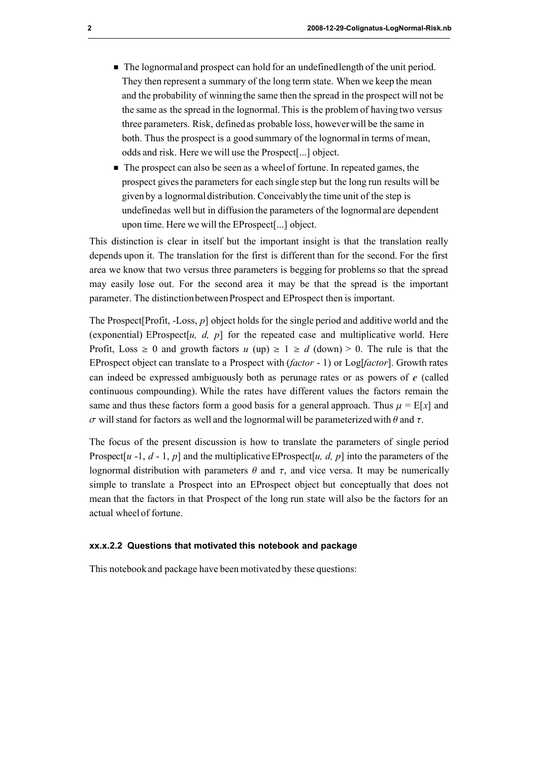- The lognormal and prospect can hold for an undefined length of the unit period. They then represent a summary of the long term state. When we keep the mean and the probability of winning the same then the spread in the prospect will not be the same as the spread in the lognormal. This is the problem of having two versus three parameters. Risk, defined as probable loss, however will be the same in both. Thus the prospect is a good summary of the lognormal in terms of mean, odds and risk. Here we will use the Prospect[...] object.
- The prospect can also be seen as a wheel of fortune. In repeated games, the prospect gives the parameters for each single step but the long run results will be given by a lognormal distribution. Conceivably the time unit of the step is undefined as well but in diffusion the parameters of the lognormal are dependent upon time. Here we will the EProspect[...] object.

This distinction is clear in itself but the important insight is that the translation really depends upon it. The translation for the first is different than for the second. For the first area we know that two versus three parameters is begging for problems so that the spread may easily lose out. For the second area it may be that the spread is the important parameter. The distinction between Prospect and EProspect then is important.

The Prospect[Profit, -Loss, $p$] object holds for the single period and additive world and the (exponential) EProspect[$u$, $d$, $p$] for the repeated case and multiplicative world. Here Profit, Loss $\geq 0$ and growth factors $u$ (up) $\geq 1 \geq d$ (down) $> 0$. The rule is that the EProspect object can translate to a Prospect with (*factor* - 1) or Log[*factor*]. Growth rates can indeed be expressed ambiguously both as perunage rates or as powers of $e$ (called continuous compounding). While the rates have different values the factors remain the same and thus these factors form a good basis for a general approach. Thus $\mu = \mathrm{E}[x]$ and $\sigma$ will stand for factors as well and the lognormal will be parameterized with $\theta$ and $\tau$.

The focus of the present discussion is how to translate the parameters of single period Prospect[$u$ -1, $d$ - 1, $p$] and the multiplicative EProspect[$u$, $d$, $p$] into the parameters of the lognormal distribution with parameters $\theta$ and $\tau$, and vice versa. It may be numerically simple to translate a Prospect into an EProspect object but conceptually that does not mean that the factors in that Prospect of the long run state will also be the factors for an actual wheel of fortune.

#### xx.x.2.2 Questions that motivated this notebook and package

This notebook and package have been motivated by these questions: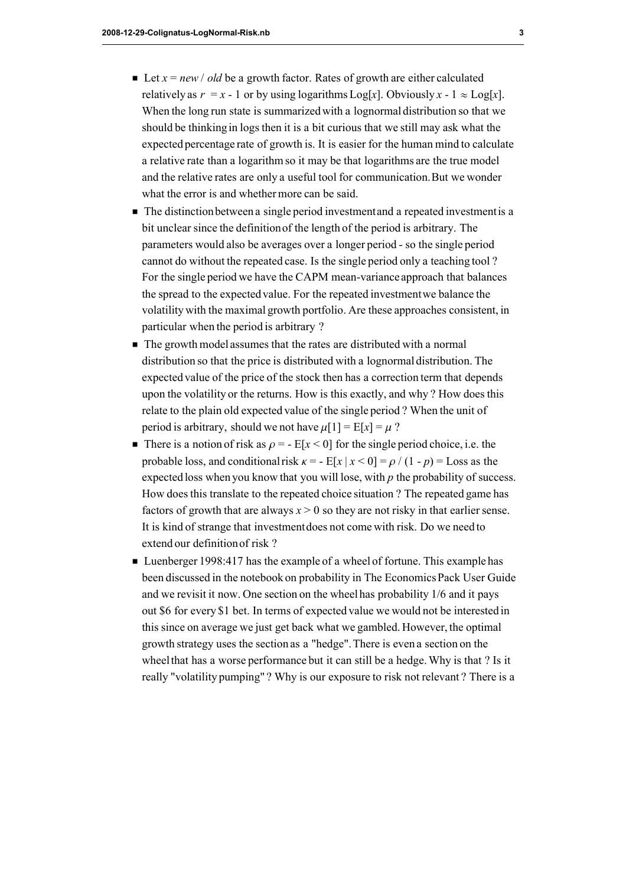- Let $x = new / old$ be a growth factor. Rates of growth are either calculated relatively as $r = x - 1$ or by using logarithms Log[$x$]. Obviously $x - 1 \approx \text{Log}[x]$. When the long run state is summarized with a lognormal distribution so that we should be thinking in logs then it is a bit curious that we still may ask what the expected percentage rate of growth is. It is easier for the human mind to calculate a relative rate than a logarithm so it may be that logarithms are the true model and the relative rates are only a useful tool for communication. But we wonder what the error is and whether more can be said.
- The distinction between a single period investment and a repeated investment is a bit unclear since the definition of the length of the period is arbitrary. The parameters would also be averages over a longer period - so the single period cannot do without the repeated case. Is the single period only a teaching tool ? For the single period we have the CAPM mean-variance approach that balances the spread to the expected value. For the repeated investment we balance the volatility with the maximal growth portfolio. Are these approaches consistent, in particular when the period is arbitrary ?
- The growth model assumes that the rates are distributed with a normal distribution so that the price is distributed with a lognormal distribution. The expected value of the price of the stock then has a correction term that depends upon the volatility or the returns. How is this exactly, and why ? How does this relate to the plain old expected value of the single period ? When the unit of period is arbitrary, should we not have $\mu[1] = \text{E}[x] = \mu$ ?
- There is a notion of risk as $\rho = -\text{E}[x < 0]$ for the single period choice, i.e. the probable loss, and conditional risk $\kappa = -\text{E}[x \mid x < 0] = \rho / (1 - p)$ = Loss as the expected loss when you know that you will lose, with $p$ the probability of success. How does this translate to the repeated choice situation ? The repeated game has factors of growth that are always $x > 0$ so they are not risky in that earlier sense. It is kind of strange that investment does not come with risk. Do we need to extend our definition of risk ?
- Luenberger 1998:417 has the example of a wheel of fortune. This example has been discussed in the notebook on probability in The Economics Pack User Guide and we revisit it now. One section on the wheel has probability 1/6 and it pays out \$6 for every \$1 bet. In terms of expected value we would not be interested in this since on average we just get back what we gambled. However, the optimal growth strategy uses the section as a "hedge". There is even a section on the wheel that has a worse performance but it can still be a hedge. Why is that ? Is it really "volatility pumping" ? Why is our exposure to risk not relevant ? There is a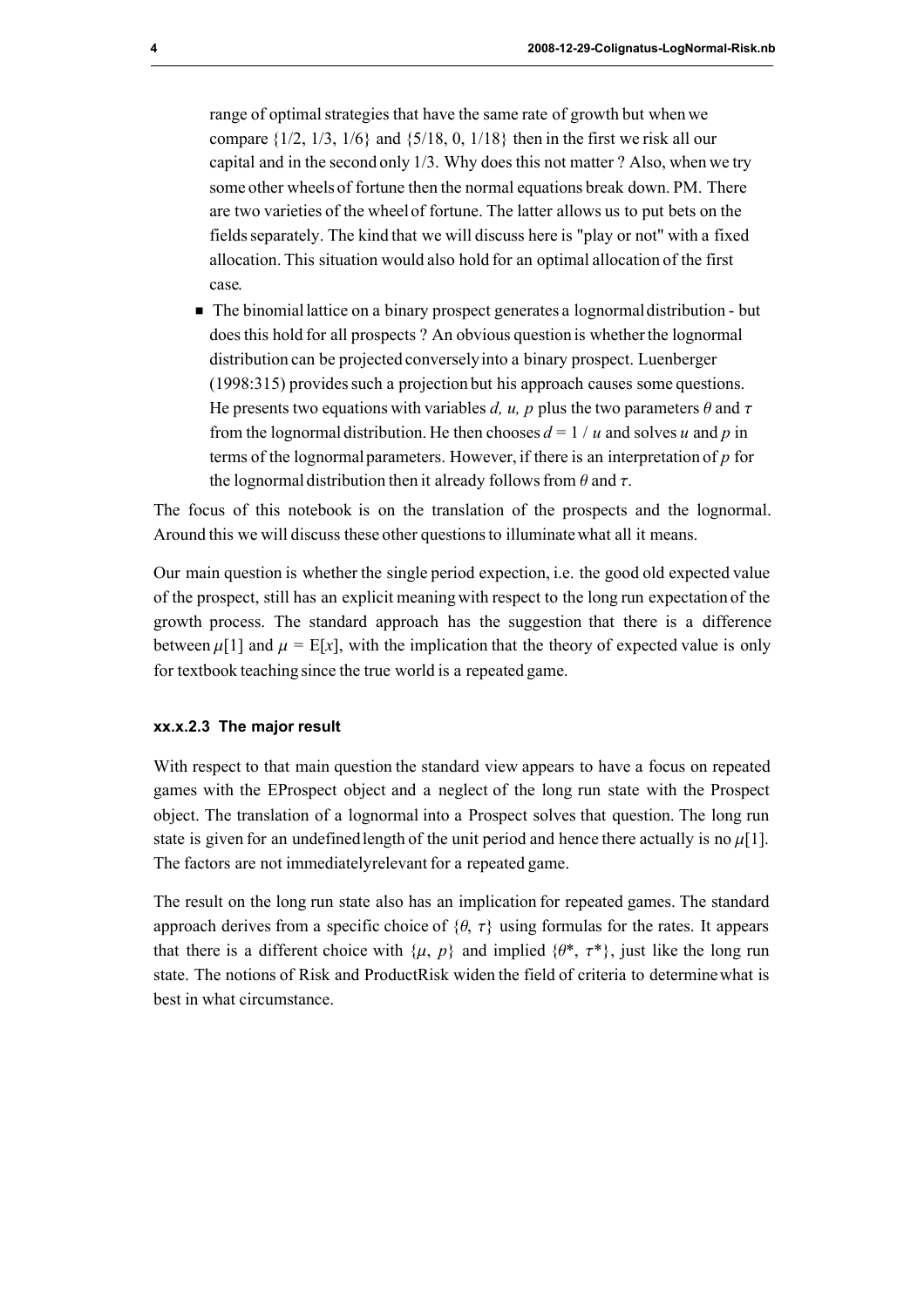range of optimal strategies that have the same rate of growth but when we compare $\{1/2, 1/3, 1/6\}$ and $\{5/18, 0, 1/18\}$ then in the first we risk all our capital and in the second only 1/3. Why does this not matter ? Also, when we try some other wheels of fortune then the normal equations break down. PM. There are two varieties of the wheel of fortune. The latter allows us to put bets on the fields separately. The kind that we will discuss here is "play or not" with a fixed allocation. This situation would also hold for an optimal allocation of the first case.

- The binomial lattice on a binary prospect generates a lognormal distribution - but does this hold for all prospects ? An obvious question is whether the lognormal distribution can be projected conversely into a binary prospect. Luenberger (1998:315) provides such a projection but his approach causes some questions. He presents two equations with variables $d$, $u$, $p$ plus the two parameters $\theta$ and $\tau$ from the lognormal distribution. He then chooses $d = 1 / u$ and solves $u$ and $p$ in terms of the lognormal parameters. However, if there is an interpretation of $p$ for the lognormal distribution then it already follows from $\theta$ and $\tau$.

The focus of this notebook is on the translation of the prospects and the lognormal. Around this we will discuss these other questions to illuminate what all it means.

Our main question is whether the single period expection, i.e. the good old expected value of the prospect, still has an explicit meaning with respect to the long run expectation of the growth process. The standard approach has the suggestion that there is a difference between $\mu[1]$ and $\mu = \mathrm{E}[x]$, with the implication that the theory of expected value is only for textbook teaching since the true world is a repeated game.

#### xx.x.2.3 The major result

With respect to that main question the standard view appears to have a focus on repeated games with the EProspect object and a neglect of the long run state with the Prospect object. The translation of a lognormal into a Prospect solves that question. The long run state is given for an undefined length of the unit period and hence there actually is no $\mu[1]$. The factors are not immediately relevant for a repeated game.

The result on the long run state also has an implication for repeated games. The standard approach derives from a specific choice of $\{\theta, \tau\}$ using formulas for the rates. It appears that there is a different choice with $\{\mu, p\}$ and implied $\{\theta^*, \tau^*\}$, just like the long run state. The notions of Risk and ProductRisk widen the field of criteria to determine what is best in what circumstance.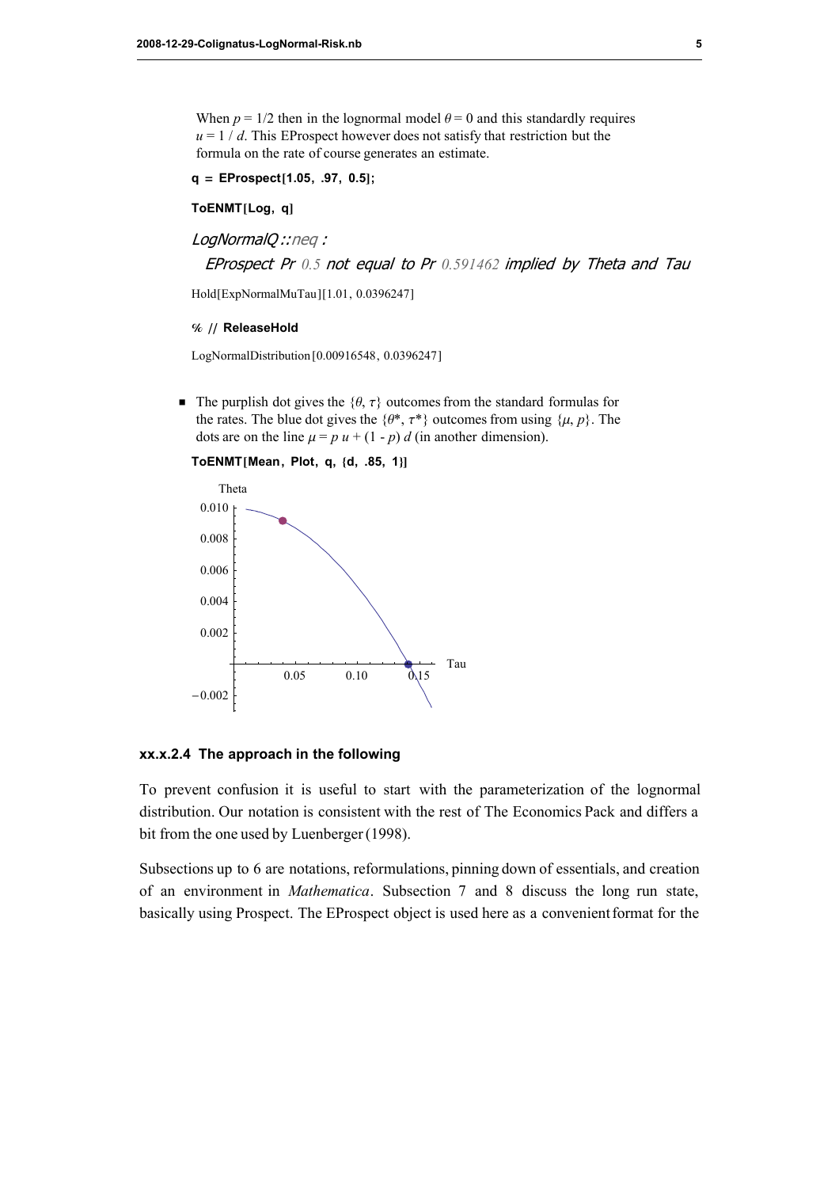When $p = 1/2$ then in the lognormal model $\theta = 0$ and this standardly requires $u = 1 / d$. This EProspect however does not satisfy that restriction but the formula on the rate of course generates an estimate.

```
q = EProspect[1.05, .97, 0.5];
```

```
ToENMT[Log, q]
```

*LogNormalQ::neq :*

*EProspect Pr 0.5 not equal to Pr 0.591462 implied by Theta and Tau*

```
Hold[ExpNormalMuTau][1.01, 0.0396247]
```

```
% // ReleaseHold
```

```
LogNormalDistribution[0.00916548, 0.0396247]
```

- The purplish dot gives the $\{\theta, \tau\}$ outcomes from the standard formulas for the rates. The blue dot gives the $\{\theta^*, \tau^*\}$ outcomes from using $\{\mu, p\}$. The dots are on the line $\mu = p\, u + (1 - p)\, d$ (in another dimension).

```
ToENMT[Mean, Plot, q, {d, .85, 1}]
```

Theta

0.010

0.008

0.006

0.004

0.002

−0.002

0.05

0.10

0.15

Tau

### xx.x.2.4 The approach in the following

To prevent confusion it is useful to start with the parameterization of the lognormal distribution. Our notation is consistent with the rest of The Economics Pack and differs a bit from the one used by Luenberger (1998).

Subsections up to 6 are notations, reformulations, pinning down of essentials, and creation of an environment in *Mathematica*. Subsection 7 and 8 discuss the long run state, basically using Prospect. The EProspect object is used here as a convenient format for the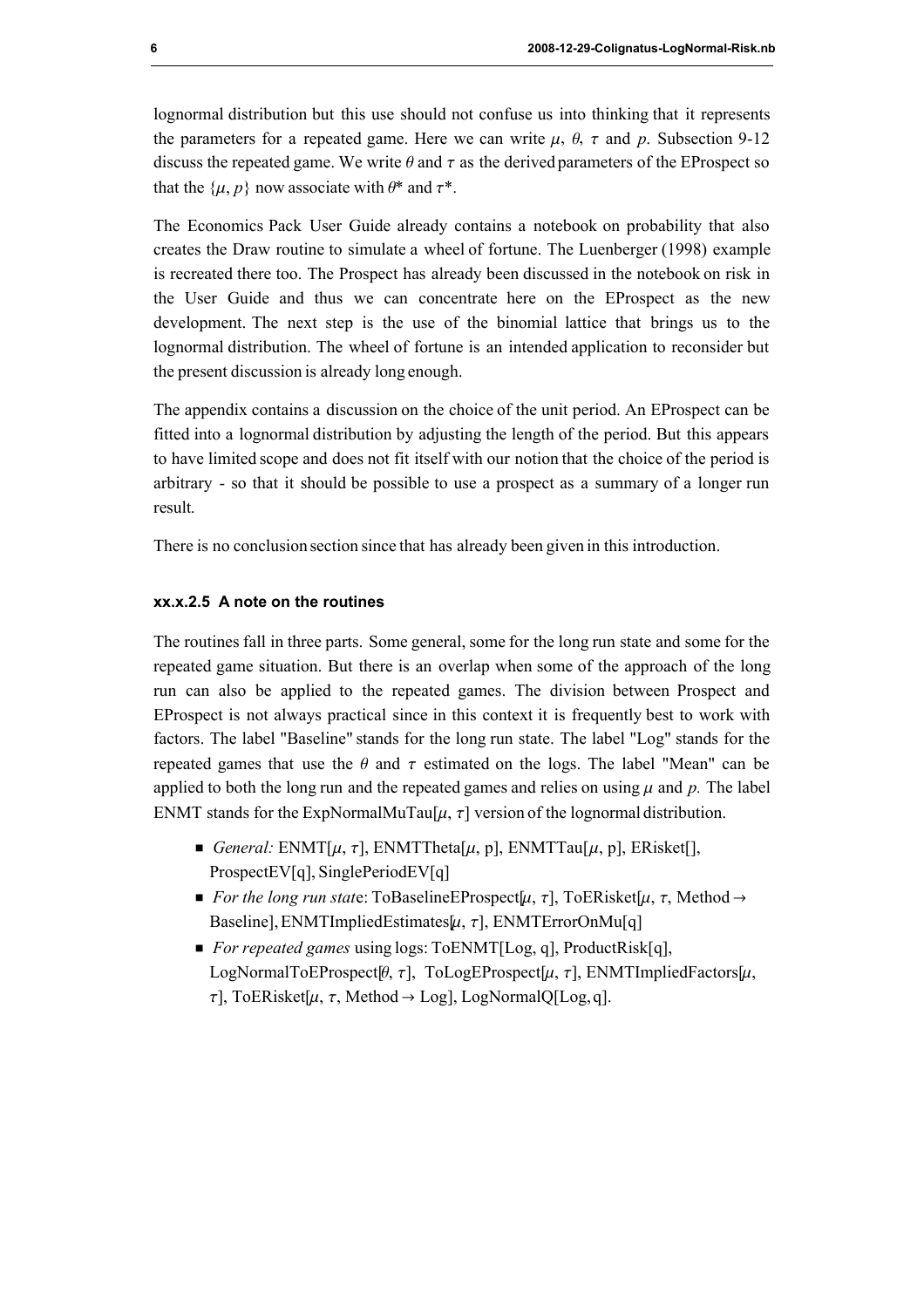lognormal distribution but this use should not confuse us into thinking that it represents the parameters for a repeated game. Here we can write $\mu$, $\theta$, $\tau$ and $p$. Subsection 9-12 discuss the repeated game. We write $\theta$ and $\tau$ as the derived parameters of the EProspect so that the $\{\mu, p\}$ now associate with $\theta^*$ and $\tau^*$.

The Economics Pack User Guide already contains a notebook on probability that also creates the Draw routine to simulate a wheel of fortune. The Luenberger (1998) example is recreated there too. The Prospect has already been discussed in the notebook on risk in the User Guide and thus we can concentrate here on the EProspect as the new development. The next step is the use of the binomial lattice that brings us to the lognormal distribution. The wheel of fortune is an intended application to reconsider but the present discussion is already long enough.

The appendix contains a discussion on the choice of the unit period. An EProspect can be fitted into a lognormal distribution by adjusting the length of the period. But this appears to have limited scope and does not fit itself with our notion that the choice of the period is arbitrary - so that it should be possible to use a prospect as a summary of a longer run result.

There is no conclusion section since that has already been given in this introduction.

#### xx.x.2.5 A note on the routines

The routines fall in three parts. Some general, some for the long run state and some for the repeated game situation. But there is an overlap when some of the approach of the long run can also be applied to the repeated games. The division between Prospect and EProspect is not always practical since in this context it is frequently best to work with factors. The label "Baseline" stands for the long run state. The label "Log" stands for the repeated games that use the $\theta$ and $\tau$ estimated on the logs. The label "Mean" can be applied to both the long run and the repeated games and relies on using $\mu$ and $p$. The label ENMT stands for the ExpNormalMuTau[$\mu$, $\tau$] version of the lognormal distribution.

- *General:* ENMT[$\mu$, $\tau$], ENMTTheta[$\mu$, p], ENMTTau[$\mu$, p], ERisket[], ProspectEV[q], SinglePeriodEV[q]
- *For the long run state*: ToBaselineEProspect[$\mu$, $\tau$], ToERisket[$\mu$, $\tau$, Method → Baseline], ENMTImpliedEstimates[$\mu$, $\tau$], ENMTErrorOnMu[q]
- *For repeated games* using logs: ToENMT[Log, q], ProductRisk[q], LogNormalToEProspect[$\theta$, $\tau$], ToLogEProspect[$\mu$, $\tau$], ENMTImpliedFactors[$\mu$, $\tau$], ToERisket[$\mu$, $\tau$, Method → Log], LogNormalQ[Log, q].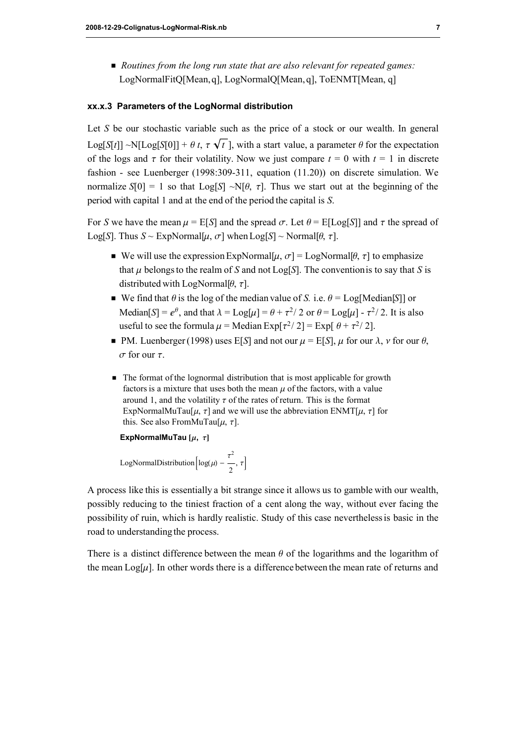- *Routines from the long run state that are also relevant for repeated games:* LogNormalFitQ[Mean, q], LogNormalQ[Mean, q], ToENMT[Mean, q]

### xx.x.3 Parameters of the LogNormal distribution

Let $S$ be our stochastic variable such as the price of a stock or our wealth. In general Log[$S$[$t$]] ~N[Log[$S$[0]] + $\theta$ $t$, $\tau \sqrt{t}$ ], with a start value, a parameter $\theta$ for the expectation of the logs and $\tau$ for their volatility. Now we just compare $t$ = 0 with $t$ = 1 in discrete fashion - see Luenberger (1998:309-311, equation (11.20)) on discrete simulation. We normalize $S$[0] = 1 so that Log[$S$] ~N[$\theta$, $\tau$]. Thus we start out at the beginning of the period with capital 1 and at the end of the period the capital is $S$.

For $S$ we have the mean $\mu$ = E[$S$] and the spread $\sigma$. Let $\theta$ = E[Log[$S$]] and $\tau$ the spread of Log[$S$]. Thus $S$ ~ ExpNormal[$\mu$, $\sigma$] when Log[$S$] ~ Normal[$\theta$, $\tau$].

- We will use the expression ExpNormal[$\mu$, $\sigma$] = LogNormal[$\theta$, $\tau$] to emphasize that $\mu$ belongs to the realm of $S$ and not Log[$S$]. The convention is to say that $S$ is distributed with LogNormal[$\theta$, $\tau$].
- We find that $\theta$ is the log of the median value of $S$. i.e. $\theta$ = Log[Median[$S$]] or Median[$S$] = $e^{\theta}$, and that $\lambda$ = Log[$\mu$] = $\theta + \tau^2/2$ or $\theta$ = Log[$\mu$] - $\tau^2/2$. It is also useful to see the formula $\mu$ = Median Exp[$\tau^2/2$] = Exp[ $\theta + \tau^2/2$].
- PM. Luenberger (1998) uses E[$S$] and not our $\mu$ = E[$S$], $\mu$ for our $\lambda$, $\nu$ for our $\theta$, $\sigma$ for our $\tau$.
- The format of the lognormal distribution that is most applicable for growth factors is a mixture that uses both the mean $\mu$ of the factors, with a value around 1, and the volatility $\tau$ of the rates of return. This is the format ExpNormalMuTau[$\mu$, $\tau$] and we will use the abbreviation ENMT[$\mu$, $\tau$] for this. See also FromMuTau[$\mu$, $\tau$].

**ExpNormalMuTau [$\mu$, $\tau$]**

$$\text{LogNormalDistribution}\left[\log(\mu) - \frac{\tau^2}{2}, \tau\right]$$

A process like this is essentially a bit strange since it allows us to gamble with our wealth, possibly reducing to the tiniest fraction of a cent along the way, without ever facing the possibility of ruin, which is hardly realistic. Study of this case nevertheless is basic in the road to understanding the process.

There is a distinct difference between the mean $\theta$ of the logarithms and the logarithm of the mean Log[$\mu$]. In other words there is a difference between the mean rate of returns and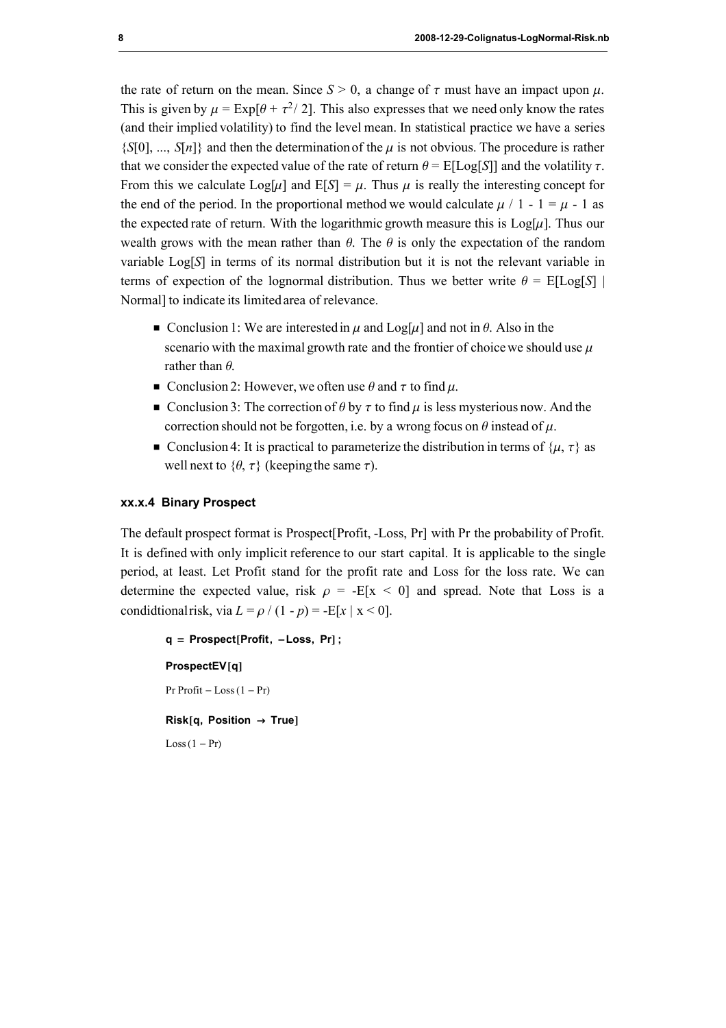the rate of return on the mean. Since $S > 0$, a change of $\tau$ must have an impact upon $\mu$. This is given by $\mu = \text{Exp}[\theta + \tau^2/ 2]$. This also expresses that we need only know the rates (and their implied volatility) to find the level mean. In statistical practice we have a series $\{S[0], ..., S[n]\}$ and then the determination of the $\mu$ is not obvious. The procedure is rather that we consider the expected value of the rate of return $\theta = \text{E}[\text{Log}[S]]$ and the volatility $\tau$. From this we calculate $\text{Log}[\mu]$ and $\text{E}[S] = \mu$. Thus $\mu$ is really the interesting concept for the end of the period. In the proportional method we would calculate $\mu$ / 1 - 1 = $\mu$ - 1 as the expected rate of return. With the logarithmic growth measure this is $\text{Log}[\mu]$. Thus our wealth grows with the mean rather than $\theta$. The $\theta$ is only the expectation of the random variable $\text{Log}[S]$ in terms of its normal distribution but it is not the relevant variable in terms of expection of the lognormal distribution. Thus we better write $\theta = \text{E}[\text{Log}[S] \mid \text{Normal}]$ to indicate its limited area of relevance.

- Conclusion 1: We are interested in $\mu$ and $\text{Log}[\mu]$ and not in $\theta$. Also in the scenario with the maximal growth rate and the frontier of choice we should use $\mu$ rather than $\theta$.
- Conclusion 2: However, we often use $\theta$ and $\tau$ to find $\mu$.
- Conclusion 3: The correction of $\theta$ by $\tau$ to find $\mu$ is less mysterious now. And the correction should not be forgotten, i.e. by a wrong focus on $\theta$ instead of $\mu$.
- Conclusion 4: It is practical to parameterize the distribution in terms of $\{\mu, \tau\}$ as well next to $\{\theta, \tau\}$ (keeping the same $\tau$).

### xx.x.4 Binary Prospect

The default prospect format is Prospect[Profit, -Loss, Pr] with Pr the probability of Profit. It is defined with only implicit reference to our start capital. It is applicable to the single period, at least. Let Profit stand for the profit rate and Loss for the loss rate. We can determine the expected value, risk $\rho = -\text{E}[x < 0]$ and spread. Note that Loss is a condidtional risk, via $L = \rho / (1 - p) = -\text{E}[x \mid x < 0]$.

```
q = Prospect[Profit, -Loss, Pr];

ProspectEV[q]

Pr Profit - Loss (1 - Pr)

Risk[q, Position → True]

Loss (1 - Pr)
```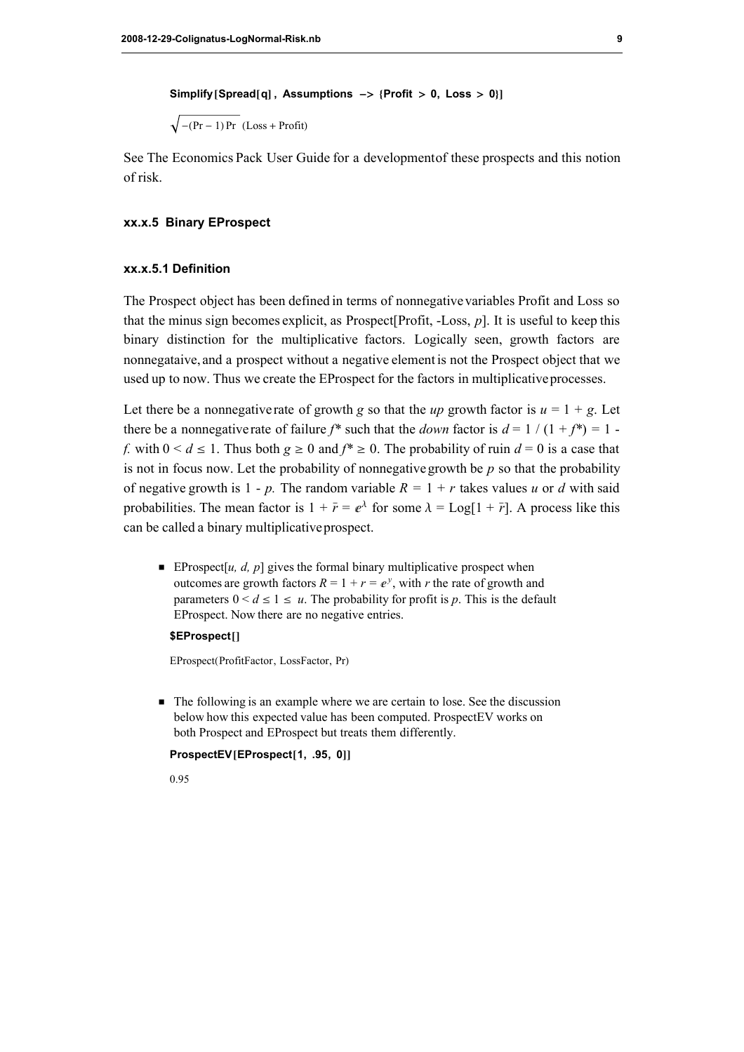```
Simplify[Spread[q], Assumptions -> {Profit > 0, Loss > 0}]
```

$\sqrt{-(\text{Pr}-1)\,\text{Pr}}\ (\text{Loss}+\text{Profit})$

See The Economics Pack User Guide for a development of these prospects and this notion of risk.

### xx.x.5 Binary EProspect

#### xx.x.5.1 Definition

The Prospect object has been defined in terms of nonnegative variables Profit and Loss so that the minus sign becomes explicit, as Prospect[Profit, -Loss, *p*]. It is useful to keep this binary distinction for the multiplicative factors. Logically seen, growth factors are nonnegataive, and a prospect without a negative element is not the Prospect object that we used up to now. Thus we create the EProspect for the factors in multiplicative processes.

Let there be a nonnegative rate of growth $g$ so that the *up* growth factor is $u = 1 + g$. Let there be a nonnegative rate of failure $f^*$ such that the *down* factor is $d = 1 / (1 + f^*) = 1 - f$. with $0 < d \leq 1$. Thus both $g \geq 0$ and $f^* \geq 0$. The probability of ruin $d = 0$ is a case that is not in focus now. Let the probability of nonnegative growth be $p$ so that the probability of negative growth is $1 - p$. The random variable $R = 1 + r$ takes values $u$ or $d$ with said probabilities. The mean factor is $1 + \bar{r} = e^{\lambda}$ for some $\lambda = \text{Log}[1 + \bar{r}]$. A process like this can be called a binary multiplicative prospect.

- EProspect[*u*, *d*, *p*] gives the formal binary multiplicative prospect when outcomes are growth factors $R = 1 + r = e^{y}$, with $r$ the rate of growth and parameters $0 < d \leq 1 \leq u$. The probability for profit is $p$. This is the default EProspect. Now there are no negative entries.

```
$EProspect[]
```

EProspect(ProfitFactor, LossFactor, Pr)

- The following is an example where we are certain to lose. See the discussion below how this expected value has been computed. ProspectEV works on both Prospect and EProspect but treats them differently.

```
ProspectEV[EProspect[1, .95, 0]]
```

0.95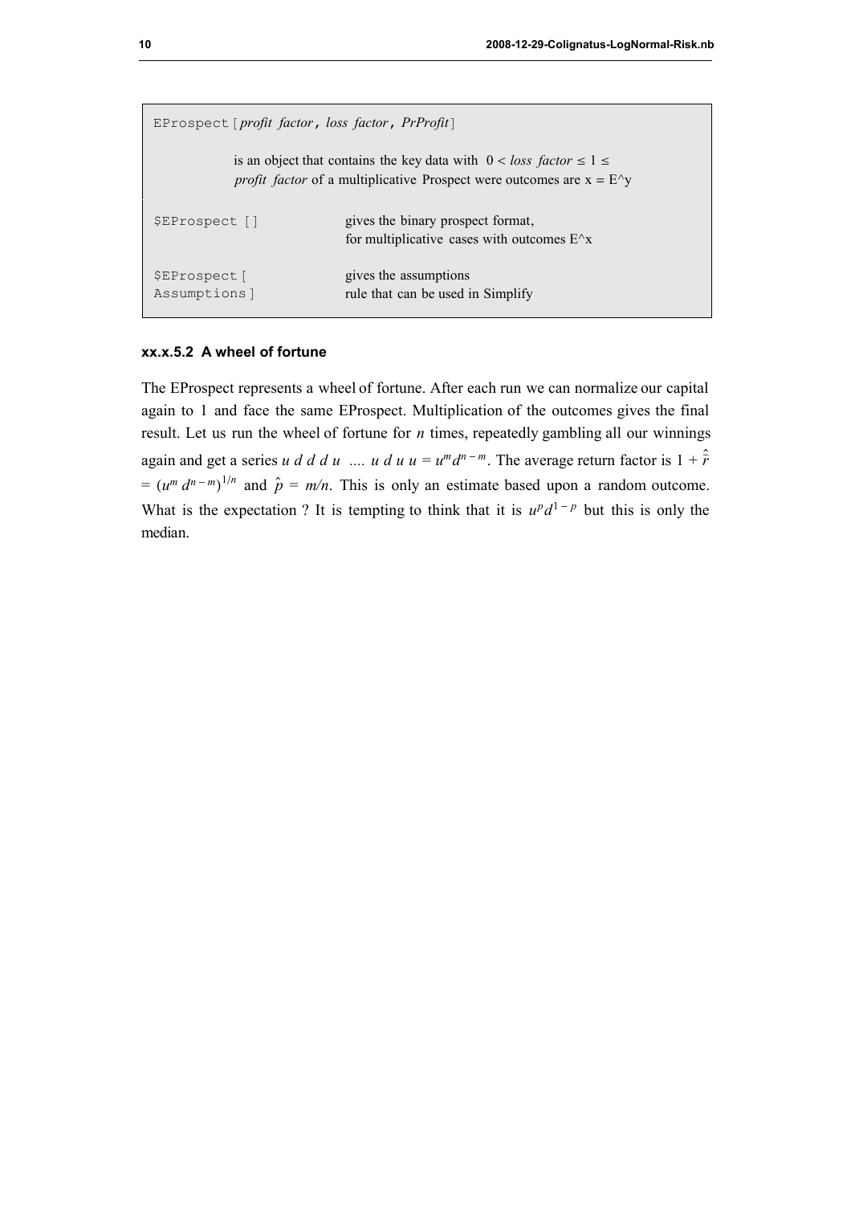```
EProspect[profit factor, loss factor, PrProfit]
```

is an object that contains the key data with $0 < loss\ factor \leq 1 \leq profit\ factor$ of a multiplicative Prospect were outcomes are x = E^y

| | |
|---|---|
| `$EProspect[]` | gives the binary prospect format, for multiplicative cases with outcomes E^x |
| `$EProspect[Assumptions]` | gives the assumptions rule that can be used in Simplify |

#### xx.x.5.2 A wheel of fortune

The EProspect represents a wheel of fortune. After each run we can normalize our capital again to 1 and face the same EProspect. Multiplication of the outcomes gives the final result. Let us run the wheel of fortune for $n$ times, repeatedly gambling all our winnings again and get a series $u\ d\ d\ d\ u\ \ ....\ u\ d\ u\ u = u^m d^{n-m}$. The average return factor is $1 + \hat{\hat{r}} = (u^m\ d^{n-m})^{1/n}$ and $\hat{p} = m/n$. This is only an estimate based upon a random outcome. What is the expectation ? It is tempting to think that it is $u^p d^{1-p}$ but this is only the median.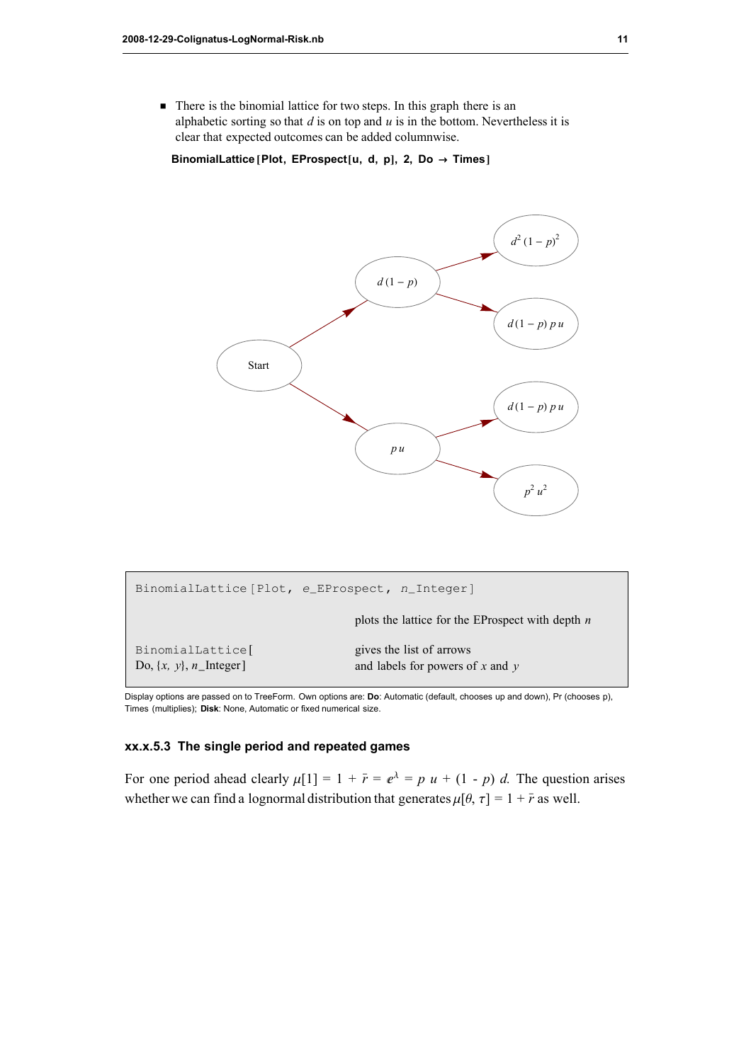- There is the binomial lattice for two steps. In this graph there is an alphabetic sorting so that $d$ is on top and $u$ is in the bottom. Nevertheless it is clear that expected outcomes can be added columnwise.

```
BinomialLattice[Plot, EProspect[u, d, p], 2, Do → Times]
```

Start

$d (1 - p)$

$p\, u$

$d^2 (1 - p)^2$

$d (1 - p)\, p\, u$

$d (1 - p)\, p\, u$

$p^2\, u^2$

| | |
|---|---|
| BinomialLattice[Plot, e_EProspect, n_Integer] | plots the lattice for the EProspect with depth $n$ |
| BinomialLattice[Do, {$x$, $y$}, $n$_Integer] | gives the list of arrows and labels for powers of $x$ and $y$ |

Display options are passed on to TreeForm. Own options are: **Do**: Automatic (default, chooses up and down), Pr (chooses p), Times (multiplies); **Disk**: None, Automatic or fixed numerical size.

### xx.x.5.3 The single period and repeated games

For one period ahead clearly $\mu[1] = 1 + \bar{r} = e^{\lambda} = p\ u + (1 - p)\ d$. The question arises whether we can find a lognormal distribution that generates $\mu[\theta, \tau] = 1 + \bar{r}$ as well.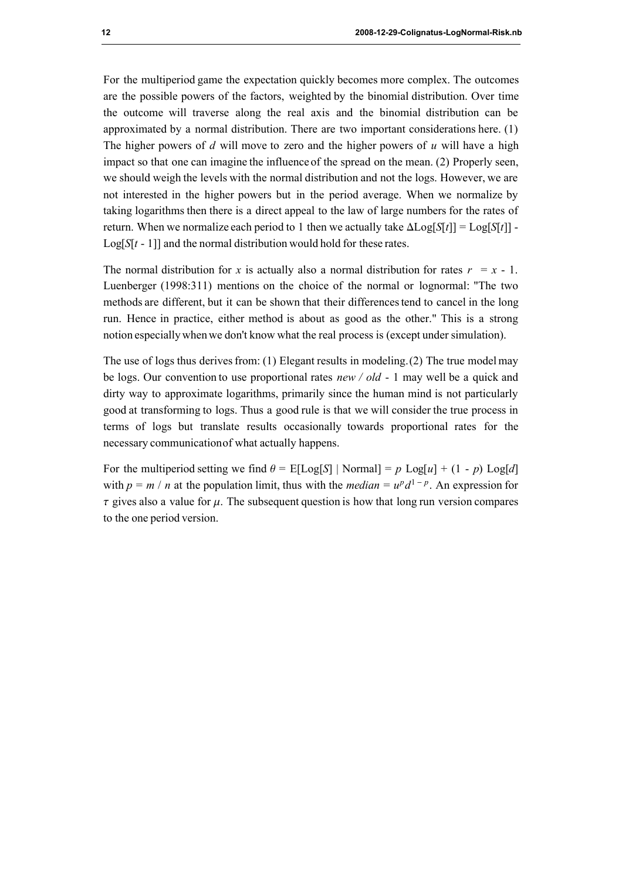For the multiperiod game the expectation quickly becomes more complex. The outcomes are the possible powers of the factors, weighted by the binomial distribution. Over time the outcome will traverse along the real axis and the binomial distribution can be approximated by a normal distribution. There are two important considerations here. (1) The higher powers of $d$ will move to zero and the higher powers of $u$ will have a high impact so that one can imagine the influence of the spread on the mean. (2) Properly seen, we should weigh the levels with the normal distribution and not the logs. However, we are not interested in the higher powers but in the period average. When we normalize by taking logarithms then there is a direct appeal to the law of large numbers for the rates of return. When we normalize each period to 1 then we actually take $\Delta$Log[$S$[$t$]] = Log[$S$[$t$]] - Log[$S$[$t$ - 1]] and the normal distribution would hold for these rates.

The normal distribution for $x$ is actually also a normal distribution for rates $r = x - 1$. Luenberger (1998:311) mentions on the choice of the normal or lognormal: "The two methods are different, but it can be shown that their differences tend to cancel in the long run. Hence in practice, either method is about as good as the other." This is a strong notion especially when we don't know what the real process is (except under simulation).

The use of logs thus derives from: (1) Elegant results in modeling. (2) The true model may be logs. Our convention to use proportional rates *new / old* - 1 may well be a quick and dirty way to approximate logarithms, primarily since the human mind is not particularly good at transforming to logs. Thus a good rule is that we will consider the true process in terms of logs but translate results occasionally towards proportional rates for the necessary communication of what actually happens.

For the multiperiod setting we find $\theta$ = E[Log[$S$] | Normal] = $p$ Log[$u$] + (1 - $p$) Log[$d$] with $p = m / n$ at the population limit, thus with the *median* = $u^p d^{1-p}$. An expression for $\tau$ gives also a value for $\mu$. The subsequent question is how that long run version compares to the one period version.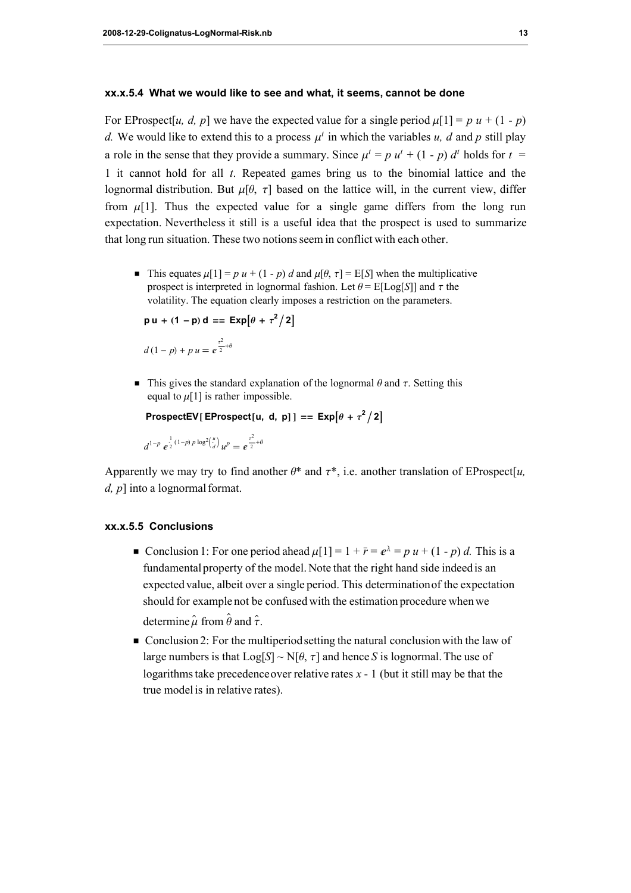### xx.x.5.4 What we would like to see and what, it seems, cannot be done

For EProspect[$u$, $d$, $p$] we have the expected value for a single period $\mu[1] = p\, u + (1 - p)\, d$. We would like to extend this to a process $\mu^t$ in which the variables $u$, $d$ and $p$ still play a role in the sense that they provide a summary. Since $\mu^t = p\, u^t + (1 - p)\, d^t$ holds for $t = 1$ it cannot hold for all $t$. Repeated games bring us to the binomial lattice and the lognormal distribution. But $\mu[\theta, \tau]$ based on the lattice will, in the current view, differ from $\mu[1]$. Thus the expected value for a single game differs from the long run expectation. Nevertheless it still is a useful idea that the prospect is used to summarize that long run situation. These two notions seem in conflict with each other.

- This equates $\mu[1] = p\, u + (1 - p)\, d$ and $\mu[\theta, \tau] = \mathrm{E}[S]$ when the multiplicative prospect is interpreted in lognormal fashion. Let $\theta = \mathrm{E}[\mathrm{Log}[S]]$ and $\tau$ the volatility. The equation clearly imposes a restriction on the parameters.

```
p u + (1 - p) d == Exp[θ + τ^2 / 2]
```

$$d\,(1 - p) + p\, u = e^{\frac{\tau^2}{2} + \theta}$$

- This gives the standard explanation of the lognormal $\theta$ and $\tau$. Setting this equal to $\mu[1]$ is rather impossible.

```
ProspectEV[EProspect[u, d, p]] == Exp[θ + τ^2 / 2]
```

$$d^{1-p}\, e^{\frac{1}{2}(1-p)\, p \log^2\left(\frac{u}{d}\right)}\, u^p = e^{\frac{\tau^2}{2} + \theta}$$

Apparently we may try to find another $\theta^*$ and $\tau^*$, i.e. another translation of EProspect[$u$, $d$, $p$] into a lognormal format.

### xx.x.5.5 Conclusions

- Conclusion 1: For one period ahead $\mu[1] = 1 + \bar{r} = e^{\lambda} = p\, u + (1 - p)\, d$. This is a fundamental property of the model. Note that the right hand side indeed is an expected value, albeit over a single period. This determination of the expectation should for example not be confused with the estimation procedure when we determine $\hat{\mu}$ from $\hat{\theta}$ and $\hat{\tau}$.
- Conclusion 2: For the multiperiod setting the natural conclusion with the law of large numbers is that $\mathrm{Log}[S] \sim \mathrm{N}[\theta, \tau]$ and hence $S$ is lognormal. The use of logarithms take precedence over relative rates $x - 1$ (but it still may be that the true model is in relative rates).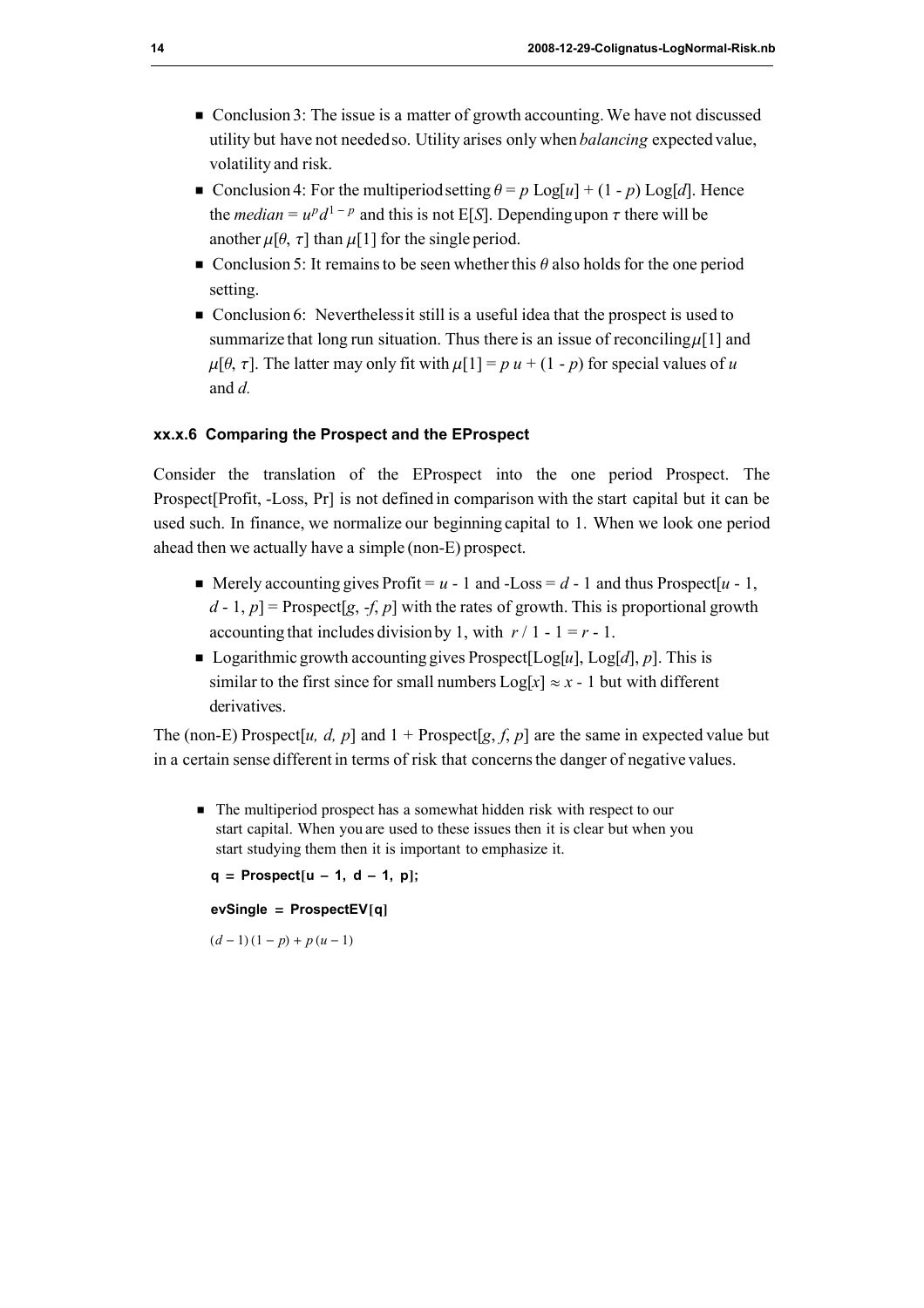- Conclusion 3: The issue is a matter of growth accounting. We have not discussed utility but have not needed so. Utility arises only when *balancing* expected value, volatility and risk.
- Conclusion 4: For the multiperiod setting $\theta = p$ Log[$u$] + (1 - $p$) Log[$d$]. Hence the *median* = $u^p d^{1-p}$ and this is not E[$S$]. Depending upon $\tau$ there will be another $\mu[\theta, \tau]$ than $\mu[1]$ for the single period.
- Conclusion 5: It remains to be seen whether this $\theta$ also holds for the one period setting.
- Conclusion 6: Nevertheless it still is a useful idea that the prospect is used to summarize that long run situation. Thus there is an issue of reconciling $\mu[1]$ and $\mu[\theta, \tau]$. The latter may only fit with $\mu[1] = p\, u + (1 - p)$ for special values of $u$ and $d$.

### xx.x.6 Comparing the Prospect and the EProspect

Consider the translation of the EProspect into the one period Prospect. The Prospect[Profit, -Loss, Pr] is not defined in comparison with the start capital but it can be used such. In finance, we normalize our beginning capital to 1. When we look one period ahead then we actually have a simple (non-E) prospect.

- Merely accounting gives Profit = $u$ - 1 and -Loss = $d$ - 1 and thus Prospect[$u$ - 1, $d$ - 1, $p$] = Prospect[$g$, -$f$, $p$] with the rates of growth. This is proportional growth accounting that includes division by 1, with $r / 1 - 1 = r - 1$.
- Logarithmic growth accounting gives Prospect[Log[$u$], Log[$d$], $p$]. This is similar to the first since for small numbers Log[$x$] $\approx x$ - 1 but with different derivatives.

The (non-E) Prospect[$u$, $d$, $p$] and 1 + Prospect[$g$, $f$, $p$] are the same in expected value but in a certain sense different in terms of risk that concerns the danger of negative values.

- The multiperiod prospect has a somewhat hidden risk with respect to our start capital. When you are used to these issues then it is clear but when you start studying them then it is important to emphasize it.

```
q = Prospect[u − 1, d − 1, p];
```

```
evSingle = ProspectEV[q]
```

$(d-1)(1-p) + p(u-1)$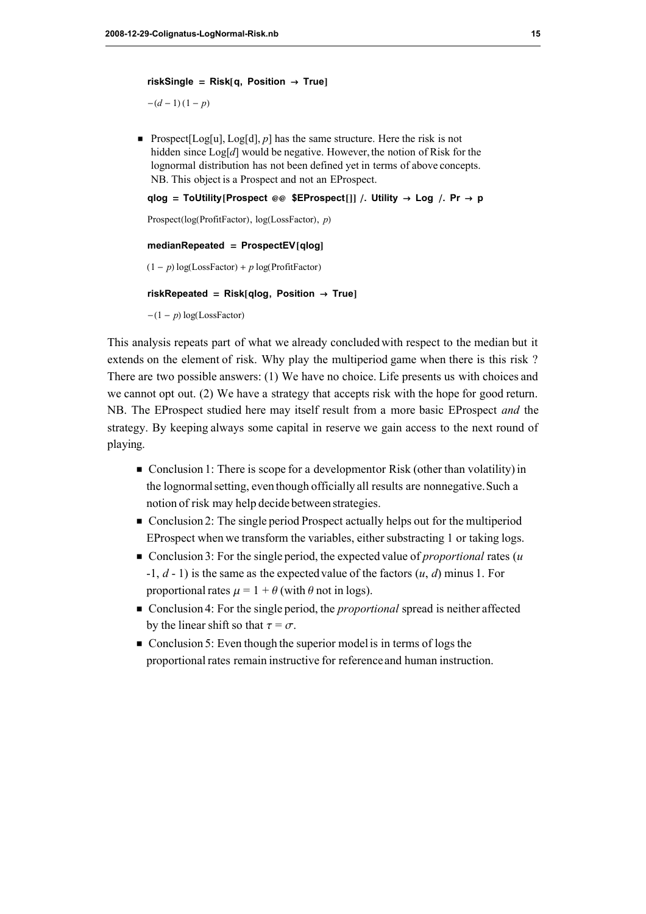```
riskSingle = Risk[q, Position → True]
```

$-(d-1)(1-p)$

- Prospect[Log[u], Log[d], $p$] has the same structure. Here the risk is not hidden since Log[$d$] would be negative. However, the notion of Risk for the lognormal distribution has not been defined yet in terms of above concepts. NB. This object is a Prospect and not an EProspect.

```
qlog = ToUtility[Prospect @@ $EProspect[]] /. Utility → Log /. Pr → p
```

Prospect(log(ProfitFactor), log(LossFactor), $p$)

```
medianRepeated = ProspectEV[qlog]
```

$(1-p)\log(\text{LossFactor}) + p\log(\text{ProfitFactor})$

```
riskRepeated = Risk[qlog, Position → True]
```

$-(1-p)\log(\text{LossFactor})$

This analysis repeats part of what we already concluded with respect to the median but it extends on the element of risk. Why play the multiperiod game when there is this risk ? There are two possible answers: (1) We have no choice. Life presents us with choices and we cannot opt out. (2) We have a strategy that accepts risk with the hope for good return. NB. The EProspect studied here may itself result from a more basic EProspect *and* the strategy. By keeping always some capital in reserve we gain access to the next round of playing.

- Conclusion 1: There is scope for a developmentor Risk (other than volatility) in the lognormal setting, even though officially all results are nonnegative. Such a notion of risk may help decide between strategies.
- Conclusion 2: The single period Prospect actually helps out for the multiperiod EProspect when we transform the variables, either substracting 1 or taking logs.
- Conclusion 3: For the single period, the expected value of *proportional* rates ($u$ -1, $d$ - 1) is the same as the expected value of the factors ($u$, $d$) minus 1. For proportional rates $\mu = 1 + \theta$ (with $\theta$ not in logs).
- Conclusion 4: For the single period, the *proportional* spread is neither affected by the linear shift so that $\tau = \sigma$.
- Conclusion 5: Even though the superior model is in terms of logs the proportional rates remain instructive for reference and human instruction.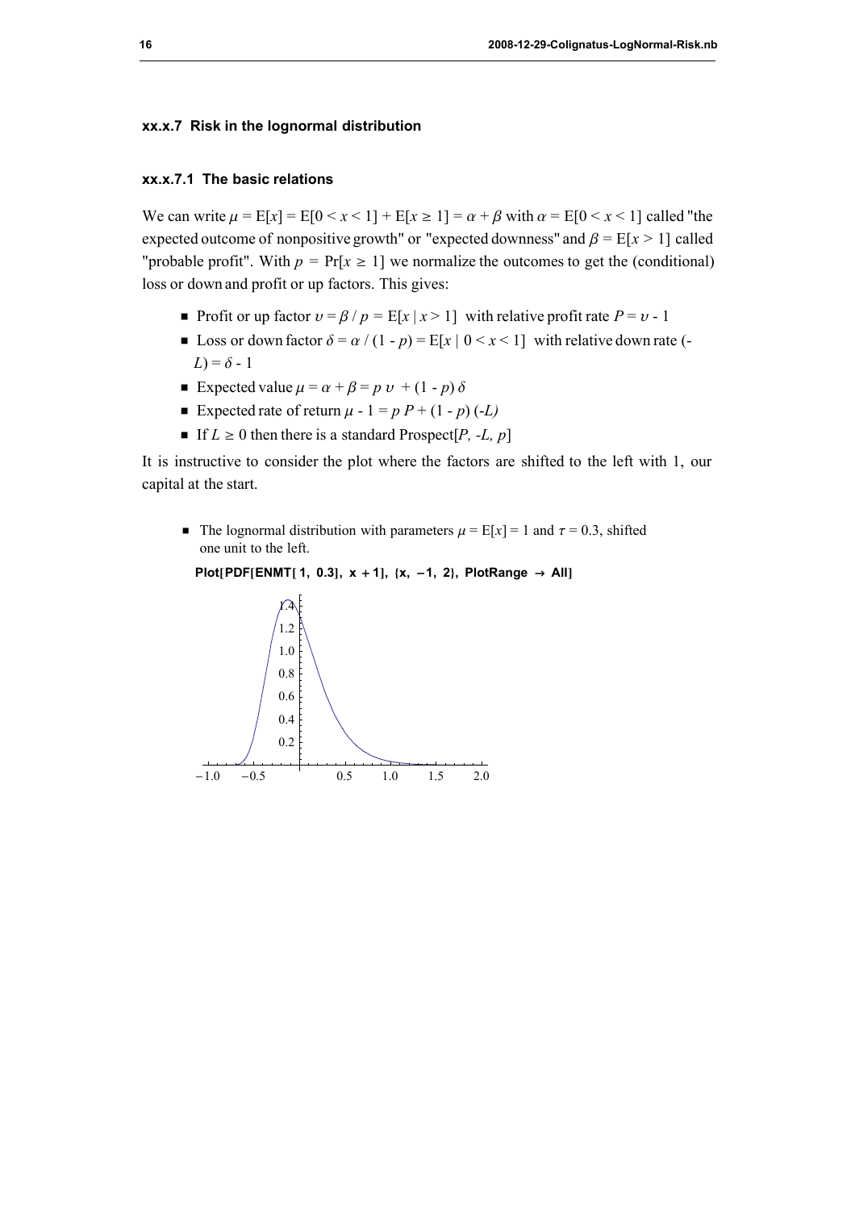### xx.x.7 Risk in the lognormal distribution

#### xx.x.7.1 The basic relations

We can write $\mu = E[x] = E[0 < x < 1] + E[x \geq 1] = \alpha + \beta$ with $\alpha = E[0 < x < 1]$ called "the expected outcome of nonpositive growth" or "expected downness" and $\beta = E[x > 1]$ called "probable profit". With $p = \Pr[x \geq 1]$ we normalize the outcomes to get the (conditional) loss or down and profit or up factors. This gives:

- Profit or up factor $\upsilon = \beta / p = E[x \mid x > 1]$ with relative profit rate $P = \upsilon - 1$
- Loss or down factor $\delta = \alpha / (1 - p) = E[x \mid 0 < x < 1]$ with relative down rate $(-L) = \delta - 1$
- Expected value $\mu = \alpha + \beta = p\, \upsilon + (1 - p)\, \delta$
- Expected rate of return $\mu - 1 = p\, P + (1 - p)\, (-L)$
- If $L \geq 0$ then there is a standard Prospect[$P$, $-L$, $p$]

It is instructive to consider the plot where the factors are shifted to the left with 1, our capital at the start.

- The lognormal distribution with parameters $\mu = E[x] = 1$ and $\tau = 0.3$, shifted one unit to the left.

```
Plot[PDF[ENMT[1, 0.3], x + 1], {x, -1, 2}, PlotRange → All]
```

1.4
1.2
1.0
0.8
0.6
0.4
0.2
−1.0 −0.5 0.5 1.0 1.5 2.0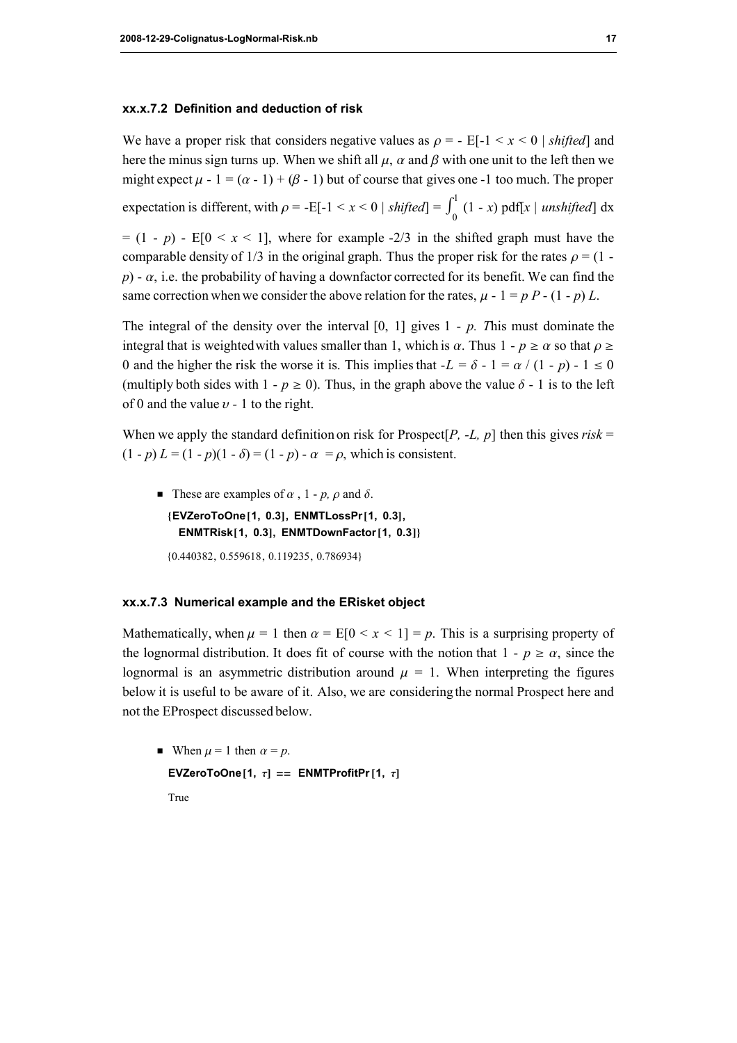### xx.x.7.2 Definition and deduction of risk

We have a proper risk that considers negative values as $\rho = -$ E[$-1 < x < 0$ | *shifted*] and here the minus sign turns up. When we shift all $\mu$, $\alpha$ and $\beta$ with one unit to the left then we might expect $\mu - 1 = (\alpha - 1) + (\beta - 1)$ but of course that gives one -1 too much. The proper expectation is different, with $\rho = -$E[$-1 < x < 0$ | *shifted*] $= \int_0^1 (1 - x)$ pdf[$x$ | *unshifted*] dx $= (1 - p) -$ E[$0 < x < 1$], where for example -2/3 in the shifted graph must have the comparable density of 1/3 in the original graph. Thus the proper risk for the rates $\rho = (1 - p) - \alpha$, i.e. the probability of having a downfactor corrected for its benefit. We can find the same correction when we consider the above relation for the rates, $\mu - 1 = p\, P - (1 - p)\, L$.

The integral of the density over the interval [0, 1] gives $1 - p$. This must dominate the integral that is weighted with values smaller than 1, which is $\alpha$. Thus $1 - p \geq \alpha$ so that $\rho \geq 0$ and the higher the risk the worse it is. This implies that $-L = \delta - 1 = \alpha / (1 - p) - 1 \leq 0$ (multiply both sides with $1 - p \geq 0$). Thus, in the graph above the value $\delta - 1$ is to the left of 0 and the value $\upsilon - 1$ to the right.

When we apply the standard definition on risk for Prospect[$P$, $-L$, $p$] then this gives *risk* $= (1 - p)\, L = (1 - p)(1 - \delta) = (1 - p) - \alpha = \rho$, which is consistent.

- These are examples of $\alpha$ , $1 - p$, $\rho$ and $\delta$.

```
{EVZeroToOne[1, 0.3], ENMTLossPr[1, 0.3],
  ENMTRisk[1, 0.3], ENMTDownFactor[1, 0.3]}
```

```
{0.440382, 0.559618, 0.119235, 0.786934}
```

### xx.x.7.3 Numerical example and the ERisket object

Mathematically, when $\mu = 1$ then $\alpha =$ E[$0 < x < 1$] $= p$. This is a surprising property of the lognormal distribution. It does fit of course with the notion that $1 - p \geq \alpha$, since the lognormal is an asymmetric distribution around $\mu = 1$. When interpreting the figures below it is useful to be aware of it. Also, we are considering the normal Prospect here and not the EProspect discussed below.

- When $\mu = 1$ then $\alpha = p$.

```
EVZeroToOne[1, τ] == ENMTProfitPr[1, τ]
```

```
True
```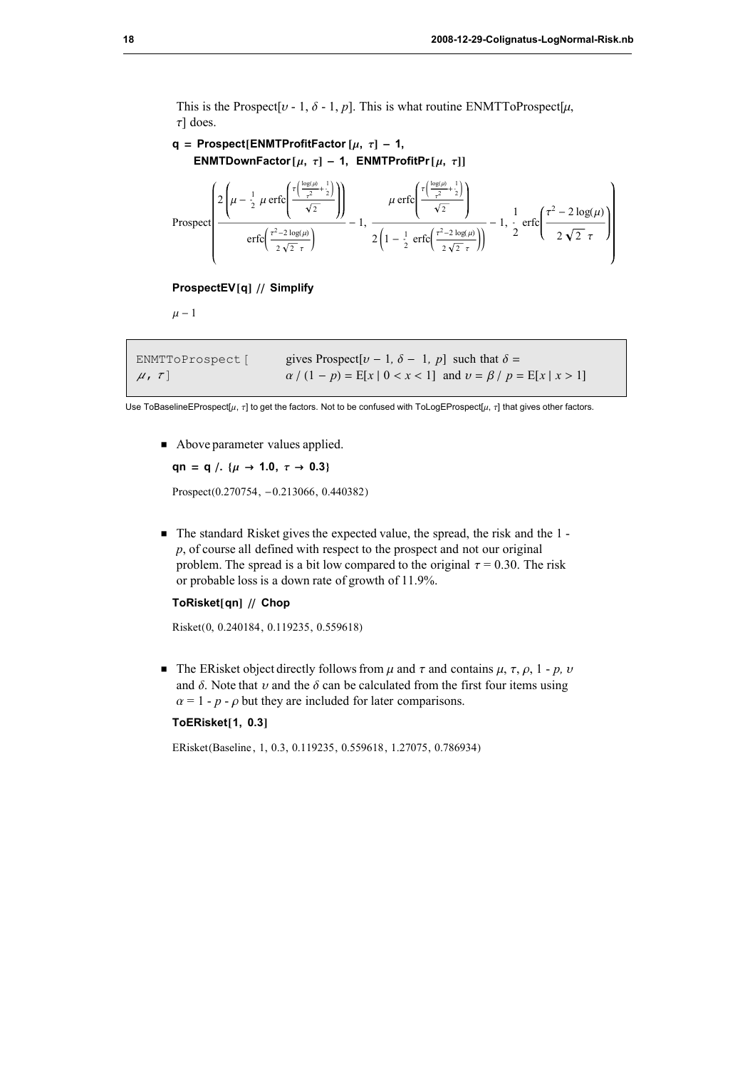This is the Prospect[$\upsilon$ - 1, $\delta$ - 1, $p$]. This is what routine ENMTToProspect[$\mu$, $\tau$] does.

```
q = Prospect[ENMTProfitFactor[μ, τ] - 1,
   ENMTDownFactor[μ, τ] - 1, ENMTProfitPr[μ, τ]]
```

$$\text{Prospect}\left(\frac{2\left(\mu - \frac{1}{2}\,\mu\,\text{erfc}\left(\frac{\tau\left(\frac{\log(\mu)}{\tau^2}+\frac{1}{2}\right)}{\sqrt{2}}\right)\right)}{\text{erfc}\left(\frac{\tau^2-2\log(\mu)}{2\sqrt{2}\,\tau}\right)} - 1,\ \frac{\mu\,\text{erfc}\left(\frac{\tau\left(\frac{\log(\mu)}{\tau^2}+\frac{1}{2}\right)}{\sqrt{2}}\right)}{2\left(1-\frac{1}{2}\,\text{erfc}\left(\frac{\tau^2-2\log(\mu)}{2\sqrt{2}\,\tau}\right)\right)} - 1,\ \frac{1}{2}\,\text{erfc}\left(\frac{\tau^2-2\log(\mu)}{2\sqrt{2}\,\tau}\right)\right)$$

```
ProspectEV[q] // Simplify
```

$\mu - 1$

| | |
|---|---|
| ENMTToProspect[$\mu$, $\tau$] | gives Prospect[$\upsilon - 1$, $\delta - 1$, $p$] such that $\delta = \alpha / (1 - p) = \text{E}[x \mid 0 < x < 1]$ and $\upsilon = \beta / p = \text{E}[x \mid x > 1]$ |

Use ToBaselineEProspect[$\mu$, $\tau$] to get the factors. Not to be confused with ToLogEProspect[$\mu$, $\tau$] that gives other factors.

- Above parameter values applied.

```
qn = q /. {μ → 1.0, τ → 0.3}
```

Prospect(0.270754, −0.213066, 0.440382)

- The standard Risket gives the expected value, the spread, the risk and the 1 - $p$, of course all defined with respect to the prospect and not our original problem. The spread is a bit low compared to the original $\tau = 0.30$. The risk or probable loss is a down rate of growth of 11.9%.

```
ToRisket[qn] // Chop
```

Risket(0, 0.240184, 0.119235, 0.559618)

- The ERisket object directly follows from $\mu$ and $\tau$ and contains $\mu$, $\tau$, $\rho$, 1 - $p$, $\upsilon$ and $\delta$. Note that $\upsilon$ and the $\delta$ can be calculated from the first four items using $\alpha = 1 - p - \rho$ but they are included for later comparisons.

```
ToERisket[1, 0.3]
```

ERisket(Baseline, 1, 0.3, 0.119235, 0.559618, 1.27075, 0.786934)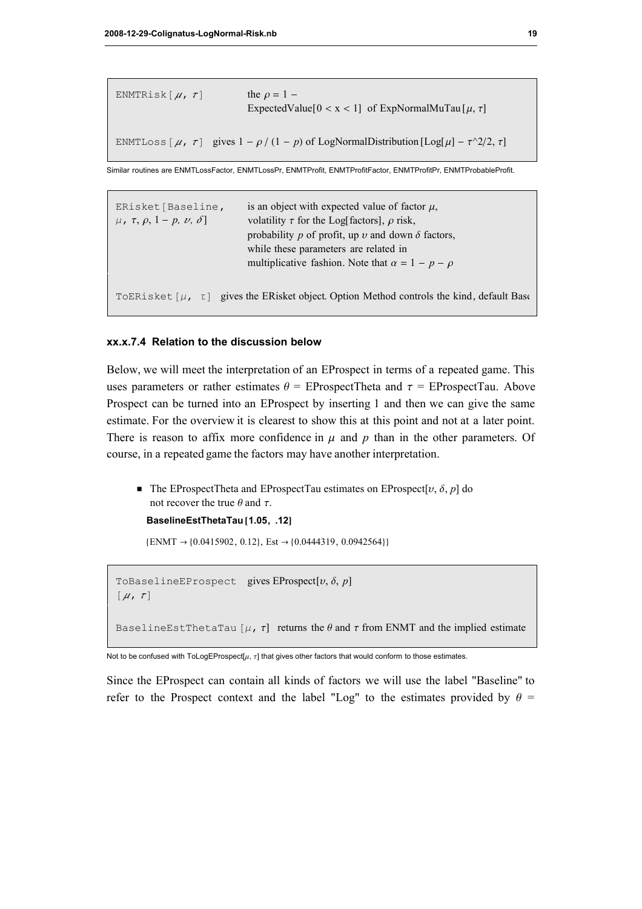| | |
|---|---|
| ENMTRisk[$\mu$, $\tau$] | the $\rho$ = 1 − ExpectedValue[0 < x < 1] of ExpNormalMuTau[$\mu$, $\tau$] |
| ENMTLoss[$\mu$, $\tau$] | gives 1 − $\rho$ / (1 − $p$) of LogNormalDistribution[Log[$\mu$] − $\tau$^2/2, $\tau$] |

Similar routines are ENMTLossFactor, ENMTLossPr, ENMTProfit, ENMTProfitFactor, ENMTProfitPr, ENMTProbableProfit.

| | |
|---|---|
| ERisket[Baseline, $\mu$, $\tau$, $\rho$, 1 − $p$, $\upsilon$, $\delta$] | is an object with expected value of factor $\mu$, volatility $\tau$ for the Log[factors], $\rho$ risk, probability $p$ of profit, up $\upsilon$ and down $\delta$ factors, while these parameters are related in multiplicative fashion. Note that $\alpha = 1 - p - \rho$ |
| ToERisket[$\mu$, $\tau$] | gives the ERisket object. Option Method controls the kind, default Base |

#### xx.x.7.4 Relation to the discussion below

Below, we will meet the interpretation of an EProspect in terms of a repeated game. This uses parameters or rather estimates $\theta$ = EProspectTheta and $\tau$ = EProspectTau. Above Prospect can be turned into an EProspect by inserting 1 and then we can give the same estimate. For the overview it is clearest to show this at this point and not at a later point. There is reason to affix more confidence in $\mu$ and $p$ than in the other parameters. Of course, in a repeated game the factors may have another interpretation.

- The EProspectTheta and EProspectTau estimates on EProspect[$\upsilon$, $\delta$, $p$] do not recover the true $\theta$ and $\tau$.

  **BaselineEstThetaTau[1.05, .12]**

  {ENMT → {0.0415902, 0.12}, Est → {0.0444319, 0.0942564}}

| | |
|---|---|
| ToBaselineEProspect[$\mu$, $\tau$] | gives EProspect[$\upsilon$, $\delta$, $p$] |
| BaselineEstThetaTau[$\mu$, $\tau$] | returns the $\theta$ and $\tau$ from ENMT and the implied estimate |

Not to be confused with ToLogEProspect[$\mu$, $\tau$] that gives other factors that would conform to those estimates.

Since the EProspect can contain all kinds of factors we will use the label "Baseline" to refer to the Prospect context and the label "Log" to the estimates provided by $\theta$ =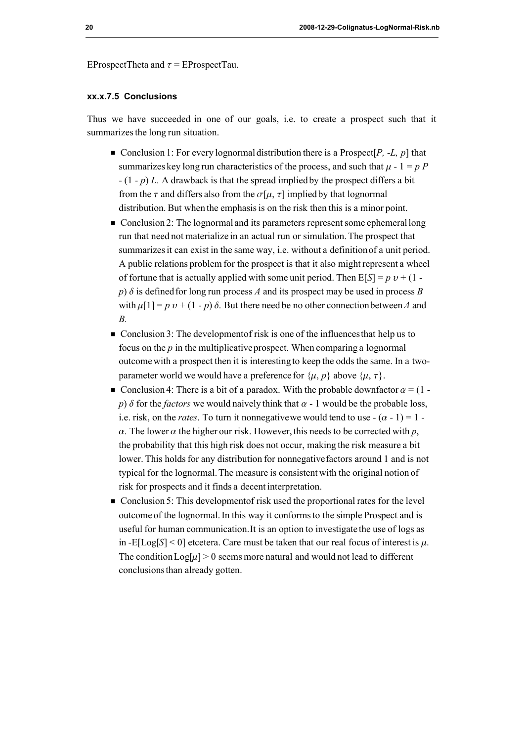EProspectTheta and $\tau$ = EProspectTau.

#### xx.x.7.5 Conclusions

Thus we have succeeded in one of our goals, i.e. to create a prospect such that it summarizes the long run situation.

- Conclusion 1: For every lognormal distribution there is a Prospect[$P$, $-L$, $p$] that summarizes key long run characteristics of the process, and such that $\mu - 1 = p\,P - (1 - p)\,L$. A drawback is that the spread implied by the prospect differs a bit from the $\tau$ and differs also from the $\sigma[\mu, \tau]$ implied by that lognormal distribution. But when the emphasis is on the risk then this is a minor point.
- Conclusion 2: The lognormal and its parameters represent some ephemeral long run that need not materialize in an actual run or simulation. The prospect that summarizes it can exist in the same way, i.e. without a definition of a unit period. A public relations problem for the prospect is that it also might represent a wheel of fortune that is actually applied with some unit period. Then $E[S] = p\,\upsilon + (1 - p)\,\delta$ is defined for long run process $A$ and its prospect may be used in process $B$ with $\mu[1] = p\,\upsilon + (1 - p)\,\delta$. But there need be no other connection between $A$ and $B$.
- Conclusion 3: The development of risk is one of the influences that help us to focus on the $p$ in the multiplicative prospect. When comparing a lognormal outcome with a prospect then it is interesting to keep the odds the same. In a two-parameter world we would have a preference for $\{\mu, p\}$ above $\{\mu, \tau\}$.
- Conclusion 4: There is a bit of a paradox. With the probable downfactor $\alpha = (1 - p)\,\delta$ for the *factors* we would naively think that $\alpha - 1$ would be the probable loss, i.e. risk, on the *rates*. To turn it nonnegative we would tend to use $-(\alpha - 1) = 1 - \alpha$. The lower $\alpha$ the higher our risk. However, this needs to be corrected with $p$, the probability that this high risk does not occur, making the risk measure a bit lower. This holds for any distribution for nonnegative factors around 1 and is not typical for the lognormal. The measure is consistent with the original notion of risk for prospects and it finds a decent interpretation.
- Conclusion 5: This development of risk used the proportional rates for the level outcome of the lognormal. In this way it conforms to the simple Prospect and is useful for human communication. It is an option to investigate the use of logs as in $-E[\text{Log}[S] < 0]$ etcetera. Care must be taken that our real focus of interest is $\mu$. The condition $\text{Log}[\mu] > 0$ seems more natural and would not lead to different conclusions than already gotten.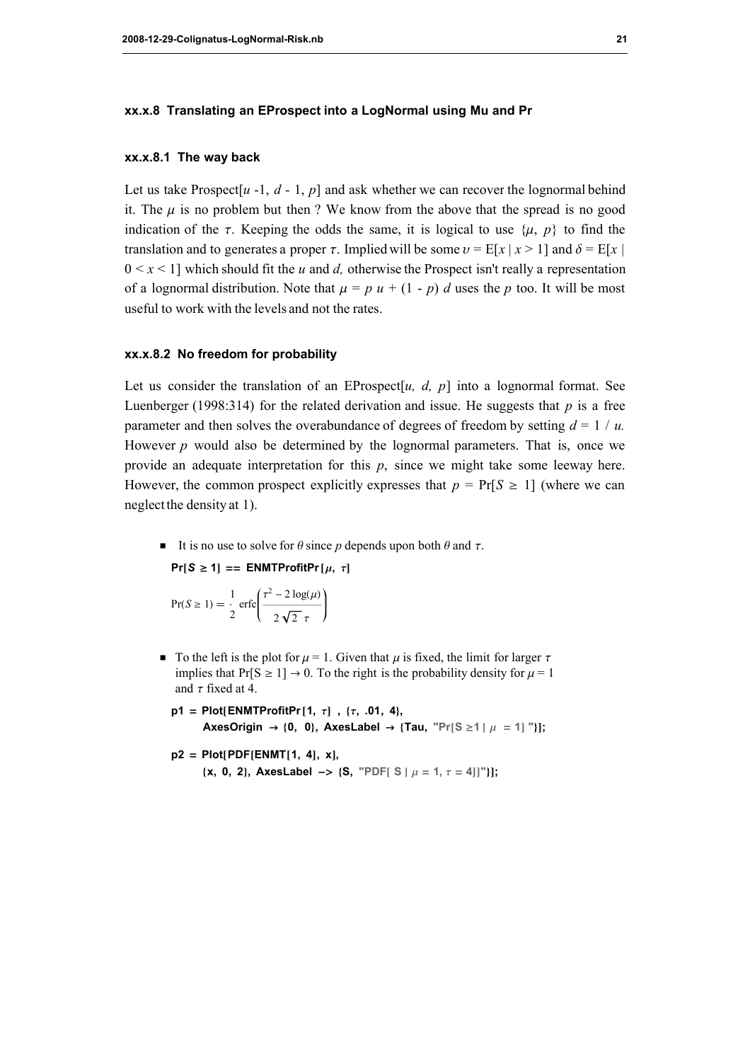### xx.x.8 Translating an EProspect into a LogNormal using Mu and Pr

#### xx.x.8.1 The way back

Let us take Prospect[$u$ -1, $d$ - 1, $p$] and ask whether we can recover the lognormal behind it. The $\mu$ is no problem but then ? We know from the above that the spread is no good indication of the $\tau$. Keeping the odds the same, it is logical to use {$\mu$, $p$} to find the translation and to generates a proper $\tau$. Implied will be some $\upsilon = \text{E}[x \mid x > 1]$ and $\delta = \text{E}[x \mid 0 < x < 1]$ which should fit the $u$ and $d$, otherwise the Prospect isn't really a representation of a lognormal distribution. Note that $\mu = p\ u + (1 - p)\ d$ uses the $p$ too. It will be most useful to work with the levels and not the rates.

#### xx.x.8.2 No freedom for probability

Let us consider the translation of an EProspect[$u$, $d$, $p$] into a lognormal format. See Luenberger (1998:314) for the related derivation and issue. He suggests that $p$ is a free parameter and then solves the overabundance of degrees of freedom by setting $d = 1 / u$. However $p$ would also be determined by the lognormal parameters. That is, once we provide an adequate interpretation for this $p$, since we might take some leeway here. However, the common prospect explicitly expresses that $p = \Pr[S \geq 1]$ (where we can neglect the density at 1).

- It is no use to solve for $\theta$ since $p$ depends upon both $\theta$ and $\tau$.

```
Pr[S ≥ 1] == ENMTProfitPr[μ, τ]
```

$$\Pr(S \geq 1) = \frac{1}{2} \operatorname{erfc}\left(\frac{\tau^2 - 2 \log(\mu)}{2 \sqrt{2}\ \tau}\right)$$

- To the left is the plot for $\mu = 1$. Given that $\mu$ is fixed, the limit for larger $\tau$ implies that $\Pr[S \geq 1] \to 0$. To the right is the probability density for $\mu = 1$ and $\tau$ fixed at 4.

```
p1 = Plot[ENMTProfitPr[1, τ] , {τ, .01, 4},
     AxesOrigin → {0, 0}, AxesLabel → {Tau, "Pr[S ≥1 | μ = 1] "}];

p2 = Plot[PDF[ENMT[1, 4], x],
     {x, 0, 2}, AxesLabel –> {S, "PDF[ S | μ = 1, τ = 4]]"}];
```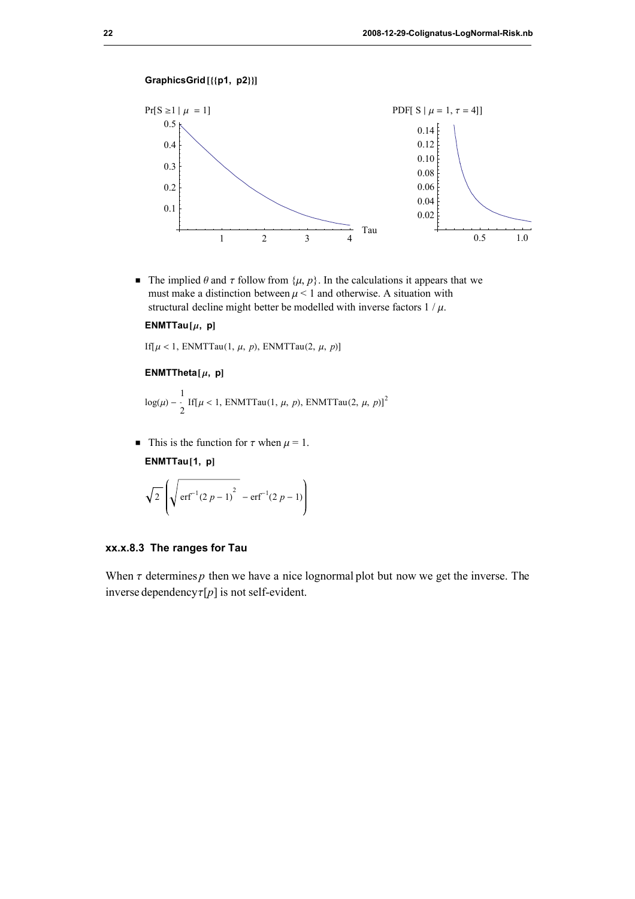**GraphicsGrid[{{p1, p2}}]**

Pr[S ≥1 | $\mu$ = 1]

0.5
0.4
0.3
0.2
0.1

1 2 3 4

Tau

PDF[ S | $\mu$ = 1, $\tau$ = 4]]

0.14
0.12
0.10
0.08
0.06
0.04
0.02

0.5 1.0

- The implied $\theta$ and $\tau$ follow from $\{\mu, p\}$. In the calculations it appears that we must make a distinction between $\mu < 1$ and otherwise. A situation with structural decline might better be modelled with inverse factors $1 / \mu$.

**ENMTTau[$\mu$, p]**

If[$\mu$ < 1, ENMTTau(1, $\mu$, $p$), ENMTTau(2, $\mu$, $p$)]

**ENMTTheta[$\mu$, p]**

$$\log(\mu) - \frac{1}{2}\,\text{If}[\mu < 1, \text{ENMTTau}(1, \mu, p), \text{ENMTTau}(2, \mu, p)]^2$$

- This is the function for $\tau$ when $\mu = 1$.

**ENMTTau[1, p]**

$$\sqrt{2}\left(\sqrt{\text{erf}^{-1}(2\,p-1)^2} - \text{erf}^{-1}(2\,p-1)\right)$$

### xx.x.8.3 The ranges for Tau

When $\tau$ determines $p$ then we have a nice lognormal plot but now we get the inverse. The inverse dependency $\tau[p]$ is not self-evident.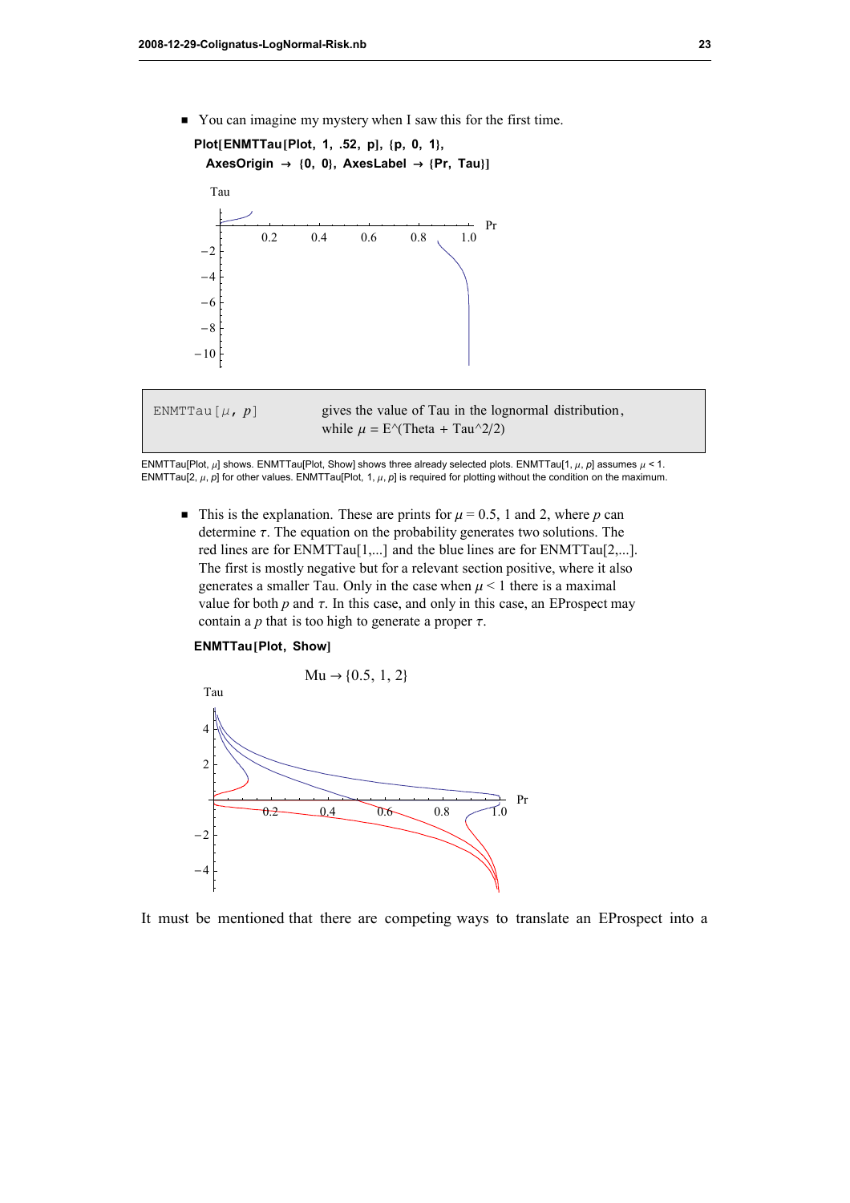- You can imagine my mystery when I saw this for the first time.

```
Plot[ENMTTau[Plot, 1, .52, p], {p, 0, 1},
  AxesOrigin → {0, 0}, AxesLabel → {Pr, Tau}]
```

Tau

Pr

0.2 0.4 0.6 0.8 1.0

−2 −4 −6 −8 −10

| | |
|---|---|
| ENMTTau[$\mu$, $p$] | gives the value of Tau in the lognormal distribution, while $\mu$ = E^(Theta + Tau^2/2) |

ENMTTau[Plot, $\mu$] shows. ENMTTau[Plot, Show] shows three already selected plots. ENMTTau[1, $\mu$, $p$] assumes $\mu$ < 1. ENMTTau[2, $\mu$, $p$] for other values. ENMTTau[Plot, 1, $\mu$, $p$] is required for plotting without the condition on the maximum.

- This is the explanation. These are prints for $\mu$ = 0.5, 1 and 2, where $p$ can determine $\tau$. The equation on the probability generates two solutions. The red lines are for ENMTTau[1,...] and the blue lines are for ENMTTau[2,...]. The first is mostly negative but for a relevant section positive, where it also generates a smaller Tau. Only in the case when $\mu$ < 1 there is a maximal value for both $p$ and $\tau$. In this case, and only in this case, an EProspect may contain a $p$ that is too high to generate a proper $\tau$.

```
ENMTTau[Plot, Show]
```

Mu → {0.5, 1, 2}

Tau

Pr

4 2 −2 −4

0.2 0.4 0.6 0.8 1.0

It must be mentioned that there are competing ways to translate an EProspect into a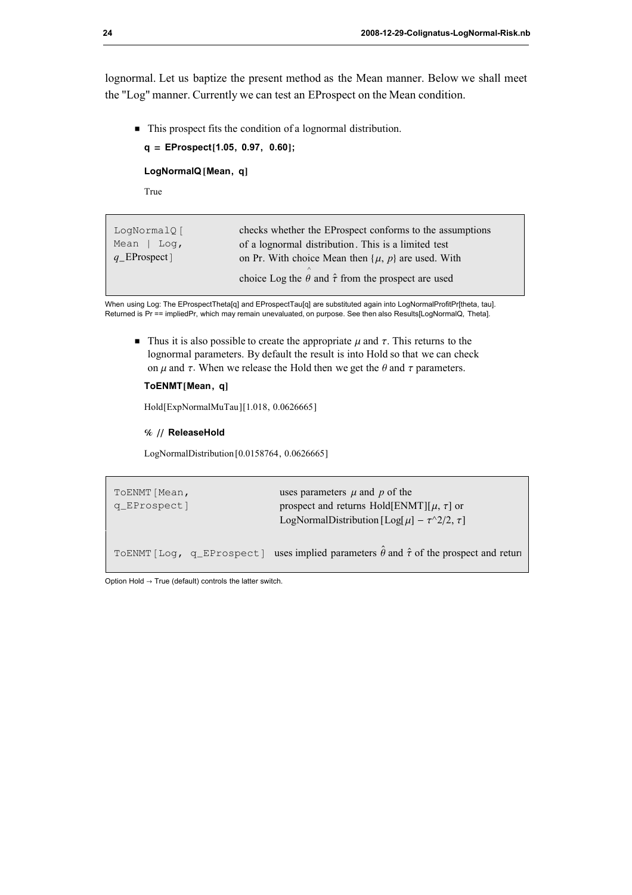lognormal. Let us baptize the present method as the Mean manner. Below we shall meet the "Log" manner. Currently we can test an EProspect on the Mean condition.

- This prospect fits the condition of a lognormal distribution.

```
q = EProspect[1.05, 0.97, 0.60];
```

```
LogNormalQ[Mean, q]
```

True

| | |
|---|---|
| LogNormalQ[ Mean \| Log, $q$_EProspect] | checks whether the EProspect conforms to the assumptions of a lognormal distribution. This is a limited test on Pr. With choice Mean then $\{\mu, p\}$ are used. With choice Log the $\hat{\theta}$ and $\hat{\tau}$ from the prospect are used |

When using Log: The EProspectTheta[q] and EProspectTau[q] are substituted again into LogNormalProfitPr[theta, tau]. Returned is Pr == impliedPr, which may remain unevaluated, on purpose. See then also Results[LogNormalQ, Theta].

- Thus it is also possible to create the appropriate $\mu$ and $\tau$. This returns to the lognormal parameters. By default the result is into Hold so that we can check on $\mu$ and $\tau$. When we release the Hold then we get the $\theta$ and $\tau$ parameters.

```
ToENMT[Mean, q]
```

Hold[ExpNormalMuTau][1.018, 0.0626665]

```
% // ReleaseHold
```

LogNormalDistribution[0.0158764, 0.0626665]

| | |
|---|---|
| ToENMT[Mean, q_EProspect] | uses parameters $\mu$ and $p$ of the prospect and returns Hold[ENMT][$\mu$, $\tau$] or LogNormalDistribution[Log[$\mu$] − $\tau$^2/2, $\tau$] |
| ToENMT[Log, q_EProspect] | uses implied parameters $\hat{\theta}$ and $\hat{\tau}$ of the prospect and returi |

Option Hold → True (default) controls the latter switch.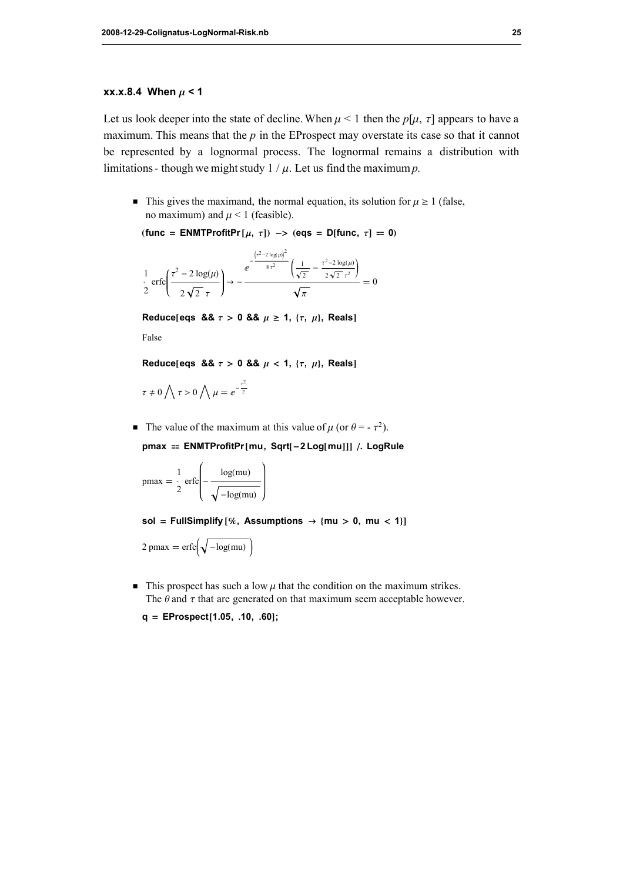### xx.x.8.4 When $\mu < 1$

Let us look deeper into the state of decline. When $\mu < 1$ then the $p[\mu, \tau]$ appears to have a maximum. This means that the $p$ in the EProspect may overstate its case so that it cannot be represented by a lognormal process. The lognormal remains a distribution with limitations - though we might study $1 / \mu$. Let us find the maximum *p.*

- This gives the maximand, the normal equation, its solution for $\mu \geq 1$ (false, no maximum) and $\mu < 1$ (feasible).

```
(func = ENMTProfitPr[μ, τ]) -> (eqs = D[func, τ] == 0)
```

$$\frac{1}{2}\,\text{erfc}\left(\frac{\tau^2 - 2\log(\mu)}{2\sqrt{2}\,\tau}\right) \to -\frac{e^{-\frac{\left(\tau^2-2\log(\mu)\right)^2}{8\tau^2}}\left(\frac{1}{\sqrt{2}} - \frac{\tau^2 - 2\log(\mu)}{2\sqrt{2}\,\tau^2}\right)}{\sqrt{\pi}} = 0$$

```
Reduce[eqs && τ > 0 && μ ≥ 1, {τ, μ}, Reals]
```

False

```
Reduce[eqs && τ > 0 && μ < 1, {τ, μ}, Reals]
```

$$\tau \neq 0 \bigwedge \tau > 0 \bigwedge \mu = e^{-\frac{\tau^2}{2}}$$

- The value of the maximum at this value of $\mu$ (or $\theta = -\tau^2$).

```
pmax == ENMTProfitPr[mu, Sqrt[-2 Log[mu]]] /. LogRule
```

$$\text{pmax} = \frac{1}{2}\,\text{erfc}\left(-\frac{\log(\text{mu})}{\sqrt{-\log(\text{mu})}}\right)$$

```
sol = FullSimplify[%, Assumptions → {mu > 0, mu < 1}]
```

$$2\,\text{pmax} = \text{erfc}\left(\sqrt{-\log(\text{mu})}\right)$$

- This prospect has such a low $\mu$ that the condition on the maximum strikes. The $\theta$ and $\tau$ that are generated on that maximum seem acceptable however.

```
q = EProspect[1.05, .10, .60];
```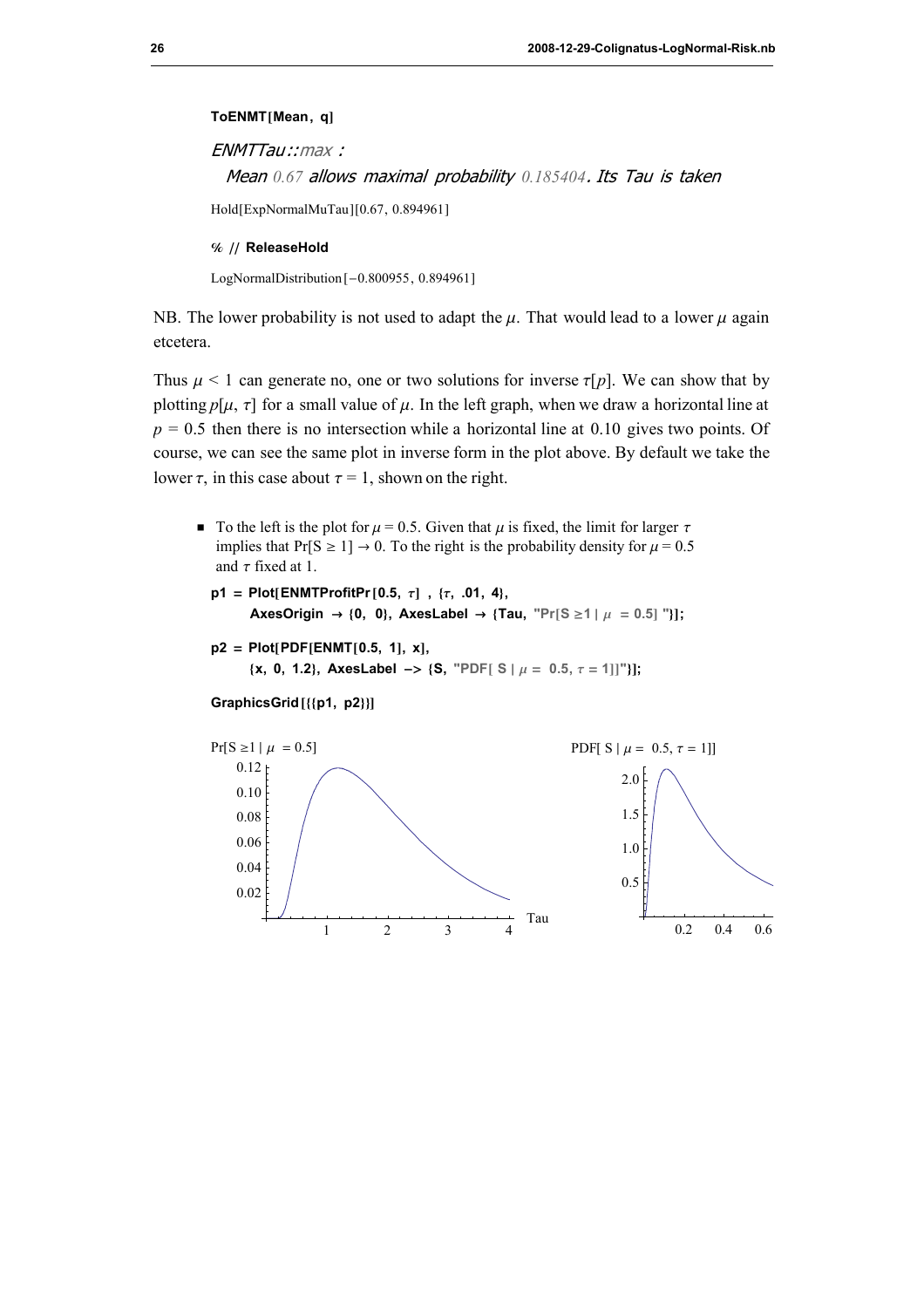```
ToENMT[Mean, q]
```

*ENMTTau::max :*
*Mean 0.67 allows maximal probability 0.185404. Its Tau is taken*

```
Hold[ExpNormalMuTau][0.67, 0.894961]
```

```
% // ReleaseHold
```

```
LogNormalDistribution[-0.800955, 0.894961]
```

NB. The lower probability is not used to adapt the $\mu$. That would lead to a lower $\mu$ again etcetera.

Thus $\mu < 1$ can generate no, one or two solutions for inverse $\tau[p]$. We can show that by plotting $p[\mu, \tau]$ for a small value of $\mu$. In the left graph, when we draw a horizontal line at $p = 0.5$ then there is no intersection while a horizontal line at 0.10 gives two points. Of course, we can see the same plot in inverse form in the plot above. By default we take the lower $\tau$, in this case about $\tau = 1$, shown on the right.

- To the left is the plot for $\mu = 0.5$. Given that $\mu$ is fixed, the limit for larger $\tau$ implies that $\Pr[S \geq 1] \to 0$. To the right is the probability density for $\mu = 0.5$ and $\tau$ fixed at 1.

```
p1 = Plot[ENMTProfitPr[0.5, τ] , {τ, .01, 4},
      AxesOrigin → {0, 0}, AxesLabel → {Tau, "Pr[S ≥1 | μ = 0.5] "}];
```

```
p2 = Plot[PDF[ENMT[0.5, 1], x],
      {x, 0, 1.2}, AxesLabel -> {S, "PDF[ S | μ = 0.5, τ = 1]]"}];
```

```
GraphicsGrid[{{p1, p2}}]
```

Pr[S ≥1 | μ = 0.5]
0.12
0.10
0.08
0.06
0.04
0.02
1 2 3 4 Tau

PDF[ S | μ = 0.5, τ = 1]]
2.0
1.5
1.0
0.5
0.2 0.4 0.6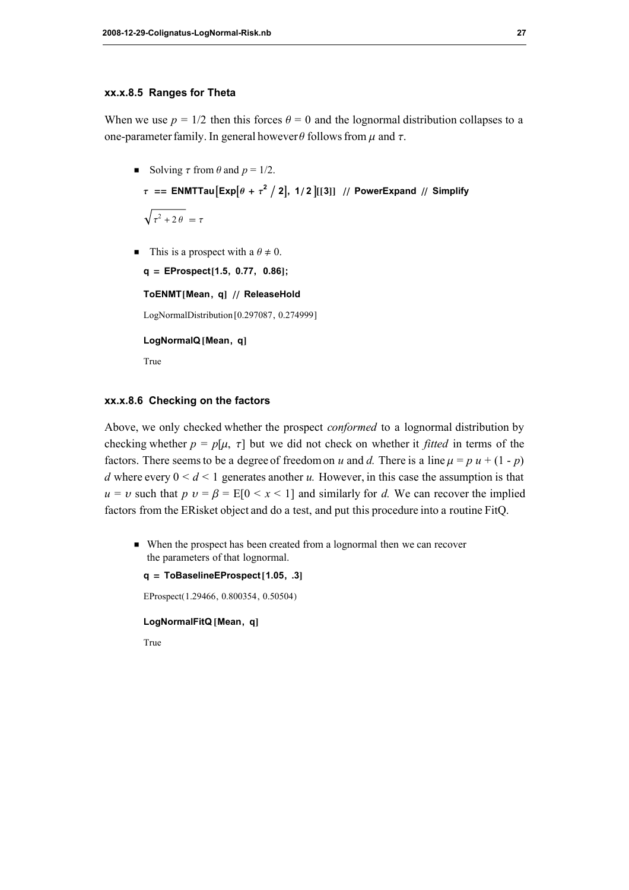### xx.x.8.5 Ranges for Theta

When we use $p = 1/2$ then this forces $\theta = 0$ and the lognormal distribution collapses to a one-parameter family. In general however $\theta$ follows from $\mu$ and $\tau$.

- Solving $\tau$ from $\theta$ and $p = 1/2$.

```
τ == ENMTTau[Exp[θ + τ^2 / 2], 1/2][[3]] // PowerExpand // Simplify
```

$\sqrt{\tau^2 + 2\theta} = \tau$

- This is a prospect with a $\theta \neq 0$.

```
q = EProspect[1.5, 0.77, 0.86];
```

```
ToENMT[Mean, q] // ReleaseHold
```

LogNormalDistribution[0.297087, 0.274999]

```
LogNormalQ[Mean, q]
```

True

### xx.x.8.6 Checking on the factors

Above, we only checked whether the prospect *conformed* to a lognormal distribution by checking whether $p = p[\mu, \tau]$ but we did not check on whether it *fitted* in terms of the factors. There seems to be a degree of freedom on $u$ and $d$. There is a line $\mu = p\, u + (1 - p)\, d$ where every $0 < d < 1$ generates another $u$. However, in this case the assumption is that $u = \upsilon$ such that $p\, \upsilon = \beta = \mathrm{E}[0 < x < 1]$ and similarly for $d$. We can recover the implied factors from the ERisket object and do a test, and put this procedure into a routine FitQ.

- When the prospect has been created from a lognormal then we can recover the parameters of that lognormal.

```
q = ToBaselineEProspect[1.05, .3]
```

EProspect(1.29466, 0.800354, 0.50504)

```
LogNormalFitQ[Mean, q]
```

True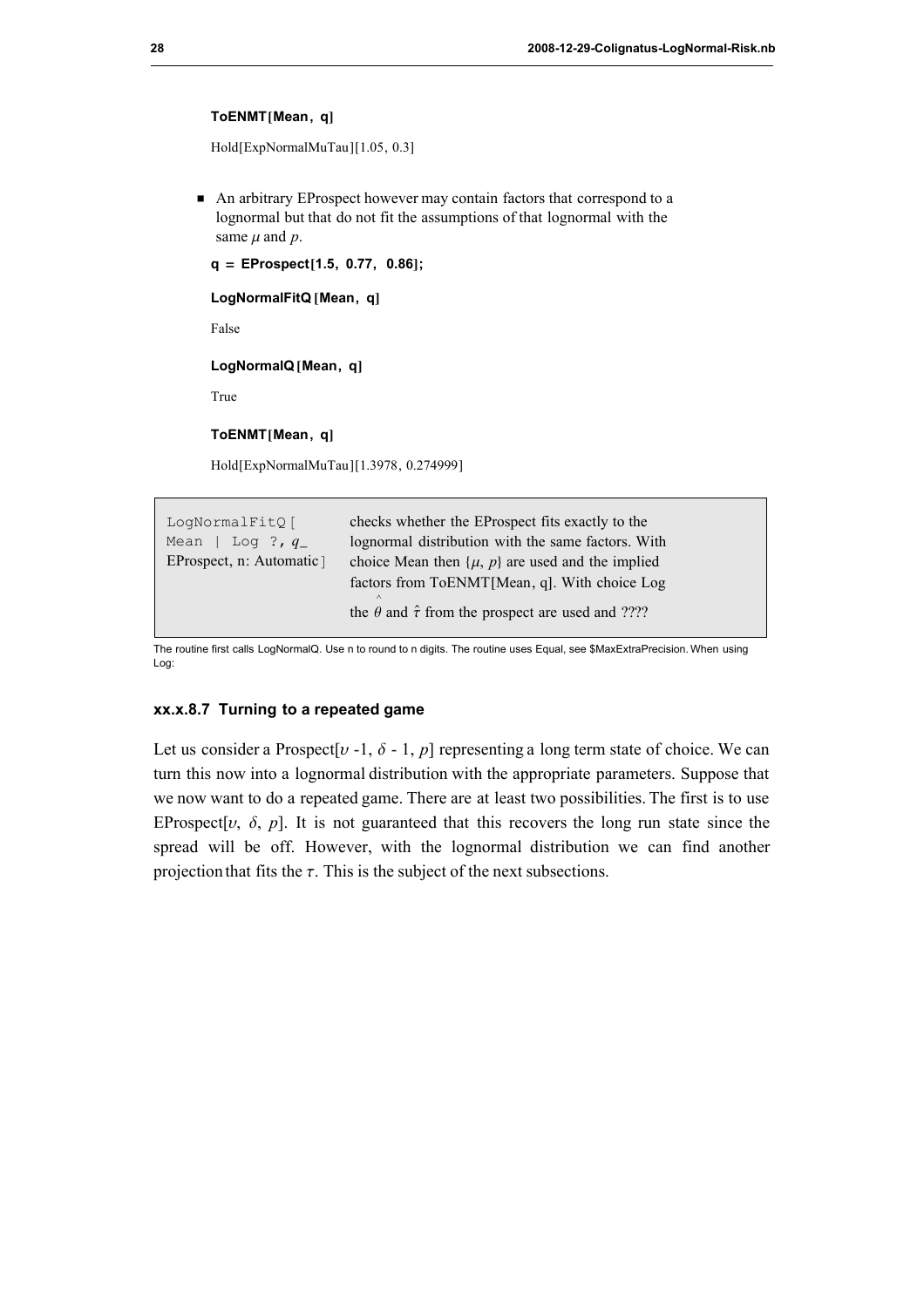```
ToENMT[Mean, q]
```

Hold[ExpNormalMuTau][1.05, 0.3]

- An arbitrary EProspect however may contain factors that correspond to a lognormal but that do not fit the assumptions of that lognormal with the same $\mu$ and $p$.

```
q = EProspect[1.5, 0.77, 0.86];
```

```
LogNormalFitQ[Mean, q]
```

False

```
LogNormalQ[Mean, q]
```

True

```
ToENMT[Mean, q]
```

Hold[ExpNormalMuTau][1.3978, 0.274999]

| | |
|---|---|
| LogNormalFitQ[ Mean \| Log ?, $q$_ EProspect, n: Automatic] | checks whether the EProspect fits exactly to the lognormal distribution with the same factors. With choice Mean then {$\mu$, $p$} are used and the implied factors from ToENMT[Mean, q]. With choice Log the $\hat{\theta}$ and $\hat{\tau}$ from the prospect are used and ???? |

The routine first calls LogNormalQ. Use n to round to n digits. The routine uses Equal, see $MaxExtraPrecision. When using Log:

### xx.x.8.7 Turning to a repeated game

Let us consider a Prospect[$\upsilon$ -1, $\delta$ - 1, $p$] representing a long term state of choice. We can turn this now into a lognormal distribution with the appropriate parameters. Suppose that we now want to do a repeated game. There are at least two possibilities. The first is to use EProspect[$\upsilon$, $\delta$, $p$]. It is not guaranteed that this recovers the long run state since the spread will be off. However, with the lognormal distribution we can find another projection that fits the $\tau$. This is the subject of the next subsections.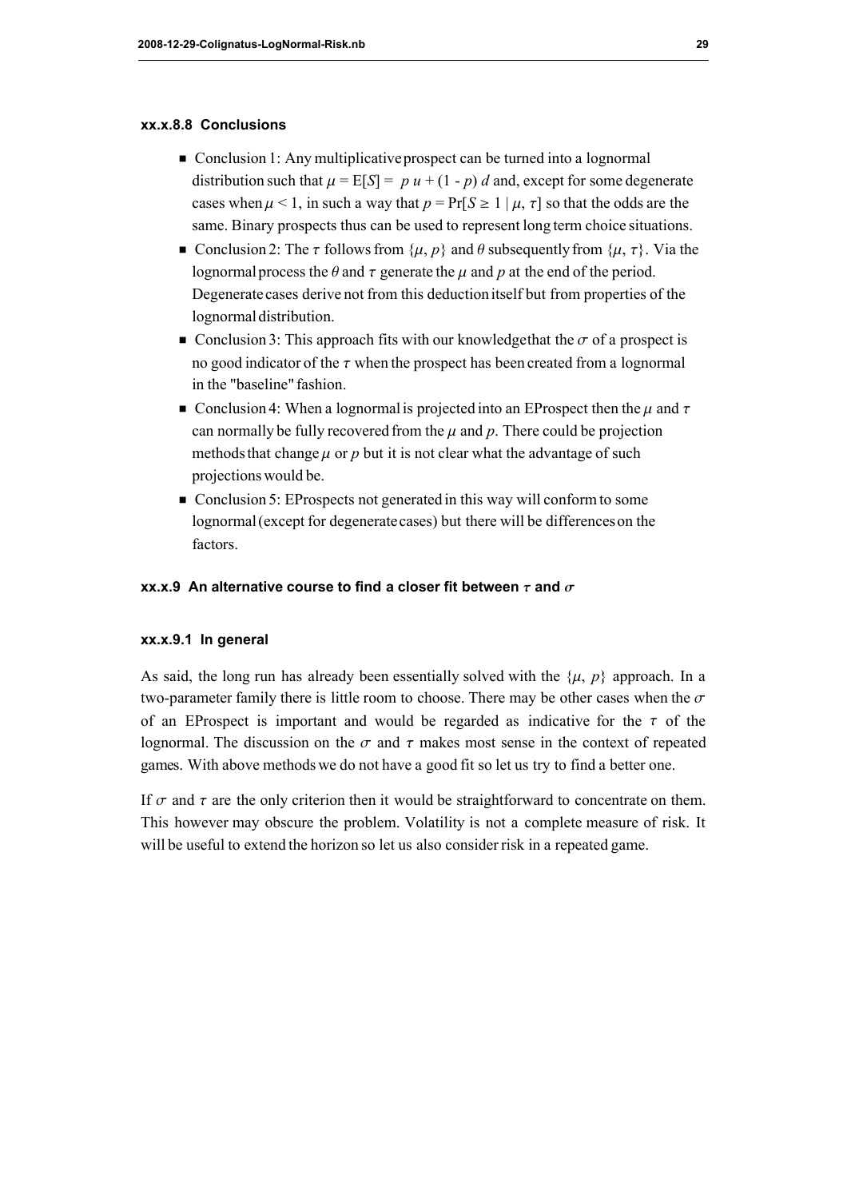#### xx.x.8.8 Conclusions

- Conclusion 1: Any multiplicative prospect can be turned into a lognormal distribution such that $\mu = \mathrm{E}[S] = p\, u + (1 - p)\, d$ and, except for some degenerate cases when $\mu < 1$, in such a way that $p = \Pr[S \geq 1 \mid \mu, \tau]$ so that the odds are the same. Binary prospects thus can be used to represent long term choice situations.
- Conclusion 2: The $\tau$ follows from $\{\mu, p\}$ and $\theta$ subsequently from $\{\mu, \tau\}$. Via the lognormal process the $\theta$ and $\tau$ generate the $\mu$ and $p$ at the end of the period. Degenerate cases derive not from this deduction itself but from properties of the lognormal distribution.
- Conclusion 3: This approach fits with our knowledge that the $\sigma$ of a prospect is no good indicator of the $\tau$ when the prospect has been created from a lognormal in the "baseline" fashion.
- Conclusion 4: When a lognormal is projected into an EProspect then the $\mu$ and $\tau$ can normally be fully recovered from the $\mu$ and $p$. There could be projection methods that change $\mu$ or $p$ but it is not clear what the advantage of such projections would be.
- Conclusion 5: EProspects not generated in this way will conform to some lognormal (except for degenerate cases) but there will be differences on the factors.

### xx.x.9 An alternative course to find a closer fit between $\tau$ and $\sigma$

#### xx.x.9.1 In general

As said, the long run has already been essentially solved with the $\{\mu, p\}$ approach. In a two-parameter family there is little room to choose. There may be other cases when the $\sigma$ of an EProspect is important and would be regarded as indicative for the $\tau$ of the lognormal. The discussion on the $\sigma$ and $\tau$ makes most sense in the context of repeated games. With above methods we do not have a good fit so let us try to find a better one.

If $\sigma$ and $\tau$ are the only criterion then it would be straightforward to concentrate on them. This however may obscure the problem. Volatility is not a complete measure of risk. It will be useful to extend the horizon so let us also consider risk in a repeated game.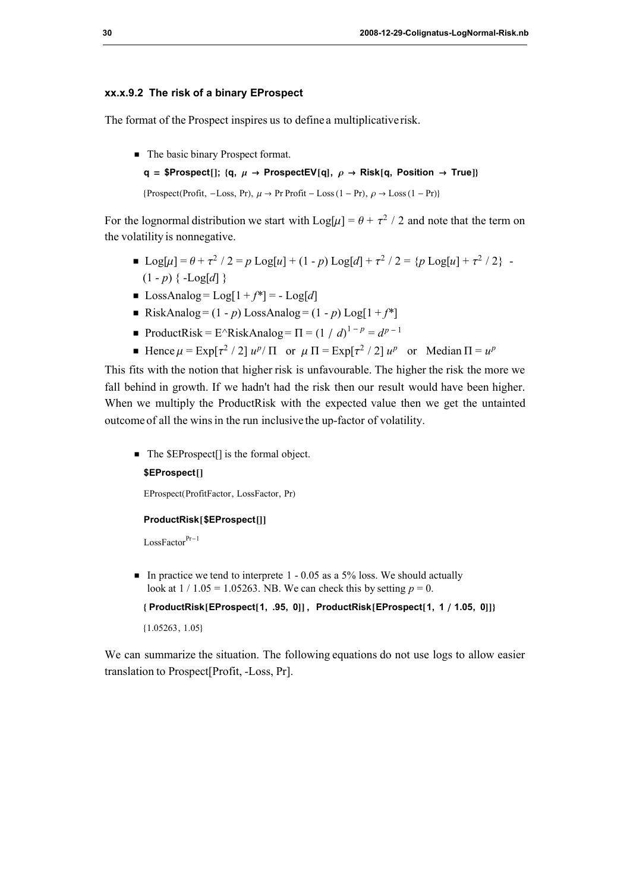### xx.x.9.2 The risk of a binary EProspect

The format of the Prospect inspires us to define a multiplicative risk.

- The basic binary Prospect format.

```
q = $Prospect[]; {q, μ → ProspectEV[q], ρ → Risk[q, Position → True]}
```

{Prospect(Profit, −Loss, Pr), $\mu \to$ Pr Profit − Loss (1 − Pr), $\rho \to$ Loss (1 − Pr)}

For the lognormal distribution we start with Log[$\mu$] = $\theta + \tau^2 / 2$ and note that the term on the volatility is nonnegative.

- Log[$\mu$] = $\theta + \tau^2 / 2$ = $p$ Log[$u$] + (1 - $p$) Log[$d$] + $\tau^2 / 2$ = {$p$ Log[$u$] + $\tau^2 / 2$} - (1 - $p$) { -Log[$d$] }
- LossAnalog = Log[1 + $f$*] = - Log[$d$]
- RiskAnalog = (1 - $p$) LossAnalog = (1 - $p$) Log[1 + $f$*]
- ProductRisk = E^RiskAnalog = $\Pi = (1 / d)^{1-p} = d^{p-1}$
- Hence $\mu$ = Exp[$\tau^2 / 2$] $u^p / \Pi$ or $\mu \Pi$ = Exp[$\tau^2 / 2$] $u^p$ or Median $\Pi = u^p$

This fits with the notion that higher risk is unfavourable. The higher the risk the more we fall behind in growth. If we hadn't had the risk then our result would have been higher. When we multiply the ProductRisk with the expected value then we get the untainted outcome of all the wins in the run inclusive the up-factor of volatility.

- The $EProspect[] is the formal object.

```
$EProspect[]
```

EProspect(ProfitFactor, LossFactor, Pr)

```
ProductRisk[$EProspect[]]
```

$\text{LossFactor}^{\text{Pr}-1}$

- In practice we tend to interprete 1 - 0.05 as a 5% loss. We should actually look at 1 / 1.05 = 1.05263. NB. We can check this by setting $p = 0$.

```
{ ProductRisk[EProspect[1, .95, 0]] , ProductRisk[EProspect[1, 1 / 1.05, 0]]}
```

{1.05263, 1.05}

We can summarize the situation. The following equations do not use logs to allow easier translation to Prospect[Profit, -Loss, Pr].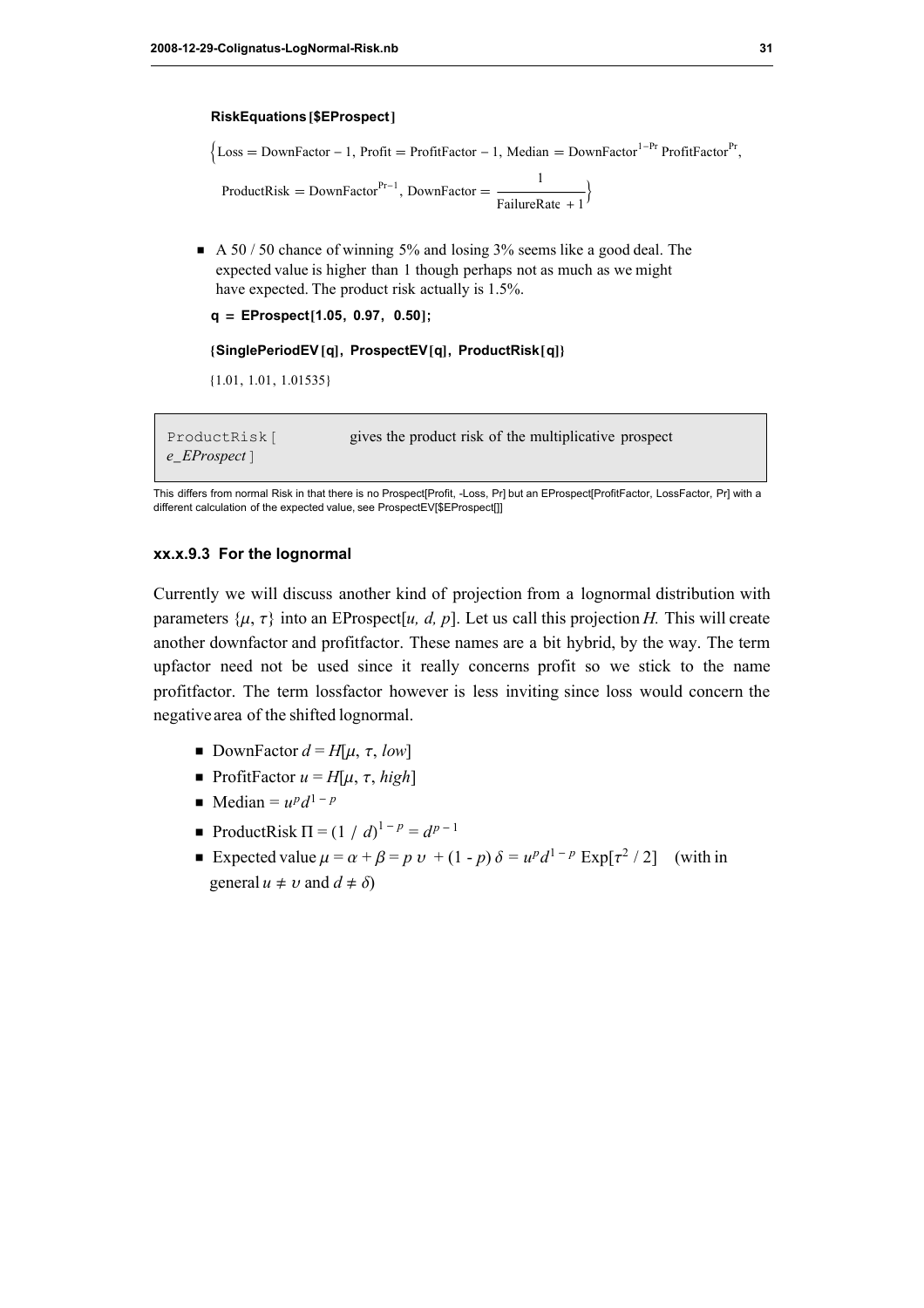**RiskEquations[$EProspect]**

$$\left\{\text{Loss} = \text{DownFactor} - 1,\ \text{Profit} = \text{ProfitFactor} - 1,\ \text{Median} = \text{DownFactor}^{1-\text{Pr}}\ \text{ProfitFactor}^{\text{Pr}},\ \text{ProductRisk} = \text{DownFactor}^{\text{Pr}-1},\ \text{DownFactor} = \frac{1}{\text{FailureRate} + 1}\right\}$$

- A 50 / 50 chance of winning 5% and losing 3% seems like a good deal. The expected value is higher than 1 though perhaps not as much as we might have expected. The product risk actually is 1.5%.

```
q = EProspect[1.05, 0.97, 0.50];
```

```
{SinglePeriodEV[q], ProspectEV[q], ProductRisk[q]}
```

{1.01, 1.01, 1.01535}

| | |
|---|---|
| ProductRisk[*e_EProspect*] | gives the product risk of the multiplicative prospect |

This differs from normal Risk in that there is no Prospect[Profit, -Loss, Pr] but an EProspect[ProfitFactor, LossFactor, Pr] with a different calculation of the expected value, see ProspectEV[$EProspect[]]

### xx.x.9.3 For the lognormal

Currently we will discuss another kind of projection from a lognormal distribution with parameters $\{\mu, \tau\}$ into an EProspect[$u, d, p$]. Let us call this projection $H$. This will create another downfactor and profitfactor. These names are a bit hybrid, by the way. The term upfactor need not be used since it really concerns profit so we stick to the name profitfactor. The term lossfactor however is less inviting since loss would concern the negative area of the shifted lognormal.

- DownFactor $d = H[\mu, \tau, low]$
- ProfitFactor $u = H[\mu, \tau, high]$
- Median $= u^p d^{1-p}$
- ProductRisk $\Pi = (1 / d)^{1-p} = d^{p-1}$
- Expected value $\mu = \alpha + \beta = p\, \upsilon + (1 - p)\, \delta = u^p d^{1-p}\, \text{Exp}[\tau^2 / 2]$ (with in general $u \neq \upsilon$ and $d \neq \delta$)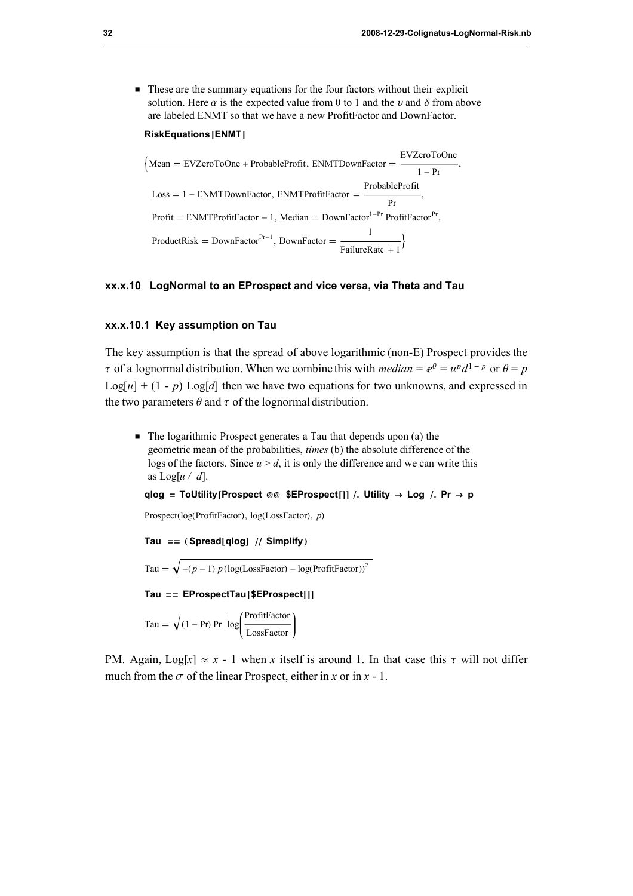- These are the summary equations for the four factors without their explicit solution. Here $\alpha$ is the expected value from 0 to 1 and the $\upsilon$ and $\delta$ from above are labeled ENMT so that we have a new ProfitFactor and DownFactor.

```
RiskEquations[ENMT]
```

$$\left\{\text{Mean} = \text{EVZeroToOne} + \text{ProbableProfit},\ \text{ENMTDownFactor} = \frac{\text{EVZeroToOne}}{1 - \text{Pr}},\right.$$
$$\text{Loss} = 1 - \text{ENMTDownFactor},\ \text{ENMTProfitFactor} = \frac{\text{ProbableProfit}}{\text{Pr}},$$
$$\text{Profit} = \text{ENMTProfitFactor} - 1,\ \text{Median} = \text{DownFactor}^{1-\text{Pr}}\,\text{ProfitFactor}^{\text{Pr}},$$
$$\left.\text{ProductRisk} = \text{DownFactor}^{\text{Pr}-1},\ \text{DownFactor} = \frac{1}{\text{FailureRate} + 1}\right\}$$

### xx.x.10 LogNormal to an EProspect and vice versa, via Theta and Tau

#### xx.x.10.1 Key assumption on Tau

The key assumption is that the spread of above logarithmic (non-E) Prospect provides the $\tau$ of a lognormal distribution. When we combine this with *median* $= e^{\theta} = u^p d^{1-p}$ or $\theta = p$ Log[$u$] + (1 - $p$) Log[$d$] then we have two equations for two unknowns, and expressed in the two parameters $\theta$ and $\tau$ of the lognormal distribution.

- The logarithmic Prospect generates a Tau that depends upon (a) the geometric mean of the probabilities, *times* (b) the absolute difference of the logs of the factors. Since $u > d$, it is only the difference and we can write this as Log[$u$ / $d$].

```
qlog = ToUtility[Prospect @@ $EProspect[]] /. Utility → Log /. Pr → p
```

Prospect(log(ProfitFactor), log(LossFactor), $p$)

```
Tau == (Spread[qlog] // Simplify)
```

$$\text{Tau} = \sqrt{-(p-1)\,p\,(\log(\text{LossFactor}) - \log(\text{ProfitFactor}))^2}$$

```
Tau == EProspectTau[$EProspect[]]
```

$$\text{Tau} = \sqrt{(1-\text{Pr})\,\text{Pr}}\ \log\left(\frac{\text{ProfitFactor}}{\text{LossFactor}}\right)$$

PM. Again, Log[$x$] $\approx x$ - 1 when $x$ itself is around 1. In that case this $\tau$ will not differ much from the $\sigma$ of the linear Prospect, either in $x$ or in $x$ - 1.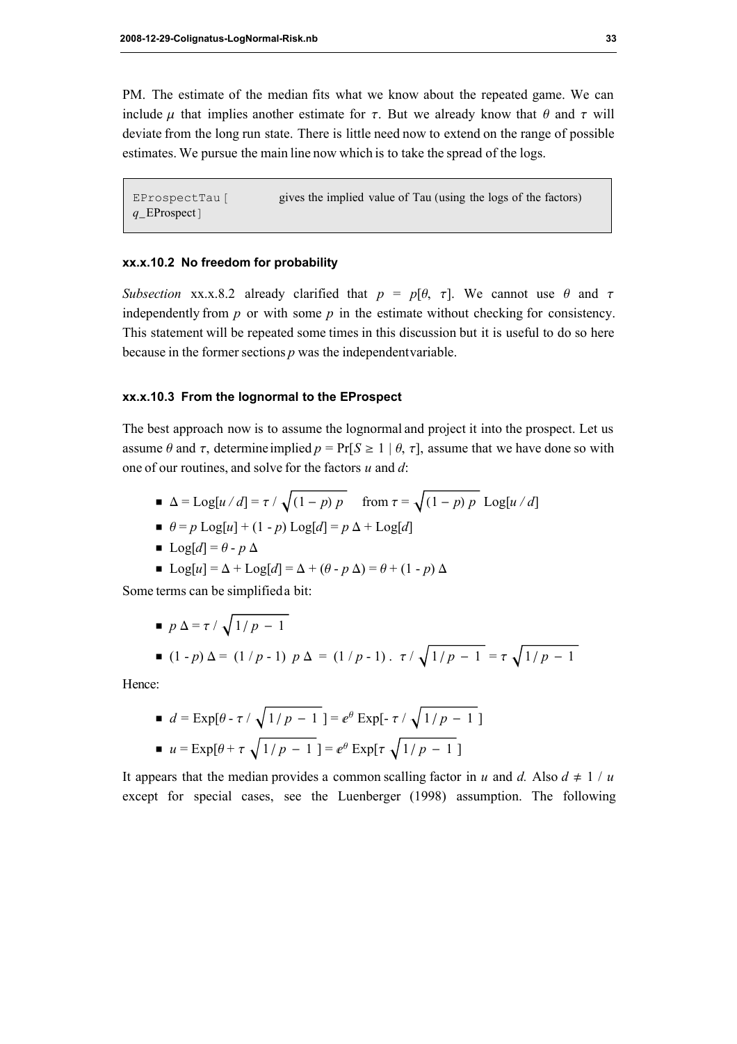PM. The estimate of the median fits what we know about the repeated game. We can include $\mu$ that implies another estimate for $\tau$. But we already know that $\theta$ and $\tau$ will deviate from the long run state. There is little need now to extend on the range of possible estimates. We pursue the main line now which is to take the spread of the logs.

| | |
|---|---|
| EProspectTau[ *q*_EProspect] | gives the implied value of Tau (using the logs of the factors) |

### xx.x.10.2 No freedom for probability

*Subsection* xx.x.8.2 already clarified that $p = p[\theta, \tau]$. We cannot use $\theta$ and $\tau$ independently from $p$ or with some $p$ in the estimate without checking for consistency. This statement will be repeated some times in this discussion but it is useful to do so here because in the former sections $p$ was the independentvariable.

### xx.x.10.3 From the lognormal to the EProspect

The best approach now is to assume the lognormal and project it into the prospect. Let us assume $\theta$ and $\tau$, determine implied $p = \Pr[S \geq 1 \mid \theta, \tau]$, assume that we have done so with one of our routines, and solve for the factors $u$ and $d$:

- $\Delta = \text{Log}[u / d] = \tau / \sqrt{(1 - p)\, p}$ from $\tau = \sqrt{(1 - p)\, p}\ \text{Log}[u / d]$
- $\theta = p\ \text{Log}[u] + (1 - p)\ \text{Log}[d] = p\, \Delta + \text{Log}[d]$
- $\text{Log}[d] = \theta - p\, \Delta$
- $\text{Log}[u] = \Delta + \text{Log}[d] = \Delta + (\theta - p\, \Delta) = \theta + (1 - p)\, \Delta$

Some terms can be simplifieda bit:

- $p\, \Delta = \tau / \sqrt{1 / p - 1}$
- $(1 - p)\, \Delta = (1 / p - 1)\ p\, \Delta = (1 / p - 1)\, .\ \tau / \sqrt{1 / p - 1} = \tau \sqrt{1 / p - 1}$

Hence:

- $d = \text{Exp}[\theta - \tau / \sqrt{1 / p - 1}\,] = e^{\theta}\ \text{Exp}[- \tau / \sqrt{1 / p - 1}\,]$
- $u = \text{Exp}[\theta + \tau \sqrt{1 / p - 1}\,] = e^{\theta}\ \text{Exp}[\tau \sqrt{1 / p - 1}\,]$

It appears that the median provides a common scalling factor in $u$ and $d$. Also $d \neq 1 / u$ except for special cases, see the Luenberger (1998) assumption. The following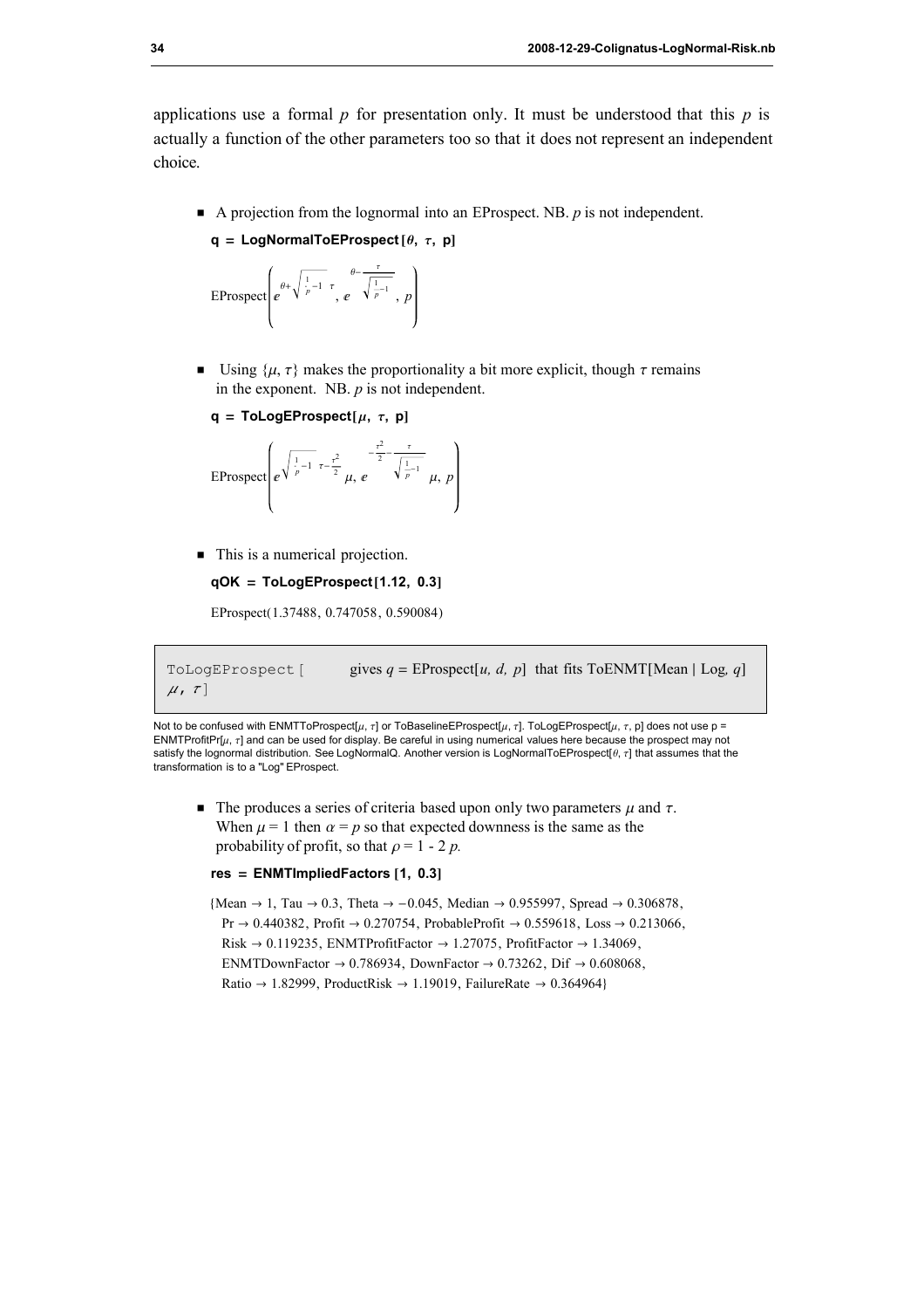applications use a formal $p$ for presentation only. It must be understood that this $p$ is actually a function of the other parameters too so that it does not represent an independent choice.

- A projection from the lognormal into an EProspect. NB. $p$ is not independent.

  **q = LogNormalToEProspect[$\theta$, $\tau$, p]**

  $$\text{EProspect}\left( e^{\theta+\sqrt{\frac{1}{p}-1}\ \tau},\ e^{\theta-\frac{\tau}{\sqrt{\frac{1}{p}-1}}},\ p \right)$$

- Using $\{\mu, \tau\}$ makes the proportionality a bit more explicit, though $\tau$ remains in the exponent. NB. $p$ is not independent.

  **q = ToLogEProspect[$\mu$, $\tau$, p]**

  $$\text{EProspect}\left( e^{\sqrt{\frac{1}{p}-1}\ \tau-\frac{\tau^2}{2}}\ \mu,\ e^{-\frac{\tau^2}{2}-\frac{\tau}{\sqrt{\frac{1}{p}-1}}}\ \mu,\ p \right)$$

- This is a numerical projection.

  **qOK = ToLogEProspect[1.12, 0.3]**

  EProspect(1.37488, 0.747058, 0.590084)

| | |
|---|---|
| `ToLogEProspect[` $\mu$, $\tau$`]` | gives $q$ = EProspect[$u$, $d$, $p$] that fits ToENMT[Mean \| Log, $q$] |

Not to be confused with ENMTToProspect[$\mu$, $\tau$] or ToBaselineEProspect[$\mu$, $\tau$]. ToLogEProspect[$\mu$, $\tau$, p] does not use p = ENMTProfitPr[$\mu$, $\tau$] and can be used for display. Be careful in using numerical values here because the prospect may not satisfy the lognormal distribution. See LogNormalQ. Another version is LogNormalToEProspect[$\theta$, $\tau$] that assumes that the transformation is to a "Log" EProspect.

- The produces a series of criteria based upon only two parameters $\mu$ and $\tau$. When $\mu = 1$ then $\alpha = p$ so that expected downness is the same as the probability of profit, so that $\rho = 1 - 2\,p$.

  **res = ENMTImpliedFactors [1, 0.3]**

  {Mean → 1, Tau → 0.3, Theta → −0.045, Median → 0.955997, Spread → 0.306878, Pr → 0.440382, Profit → 0.270754, ProbableProfit → 0.559618, Loss → 0.213066, Risk → 0.119235, ENMTProfitFactor → 1.27075, ProfitFactor → 1.34069, ENMTDownFactor → 0.786934, DownFactor → 0.73262, Dif → 0.608068, Ratio → 1.82999, ProductRisk → 1.19019, FailureRate → 0.364964}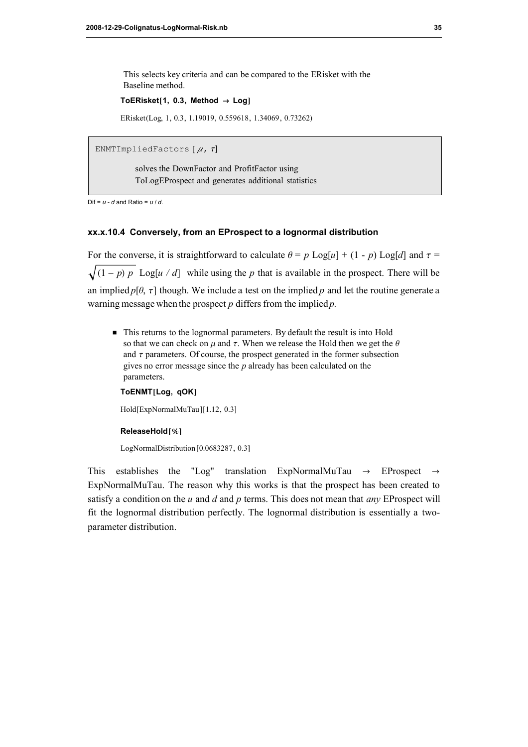This selects key criteria and can be compared to the ERisket with the Baseline method.

```
ToERisket[1, 0.3, Method → Log]
```

ERisket(Log, 1, 0.3, 1.19019, 0.559618, 1.34069, 0.73262)

| |
|---|
| ENMTImpliedFactors[$\mu$, $\tau$]<br><br>solves the DownFactor and ProfitFactor using ToLogEProspect and generates additional statistics |

Dif = $u$ - $d$ and Ratio = $u$ / $d$.

### xx.x.10.4 Conversely, from an EProspect to a lognormal distribution

For the converse, it is straightforward to calculate $\theta = p$ Log[$u$] + (1 - $p$) Log[$d$] and $\tau = \sqrt{(1-p)\,p}$ Log[$u$ / $d$] while using the $p$ that is available in the prospect. There will be an implied $p[\theta, \tau]$ though. We include a test on the implied $p$ and let the routine generate a warning message when the prospect $p$ differs from the implied $p$.

- This returns to the lognormal parameters. By default the result is into Hold so that we can check on $\mu$ and $\tau$. When we release the Hold then we get the $\theta$ and $\tau$ parameters. Of course, the prospect generated in the former subsection gives no error message since the $p$ already has been calculated on the parameters.

```
ToENMT[Log, qOK]
```

Hold[ExpNormalMuTau][1.12, 0.3]

```
ReleaseHold[%]
```

LogNormalDistribution[0.0683287, 0.3]

This establishes the "Log" translation ExpNormalMuTau → EProspect → ExpNormalMuTau. The reason why this works is that the prospect has been created to satisfy a condition on the $u$ and $d$ and $p$ terms. This does not mean that *any* EProspect will fit the lognormal distribution perfectly. The lognormal distribution is essentially a two-parameter distribution.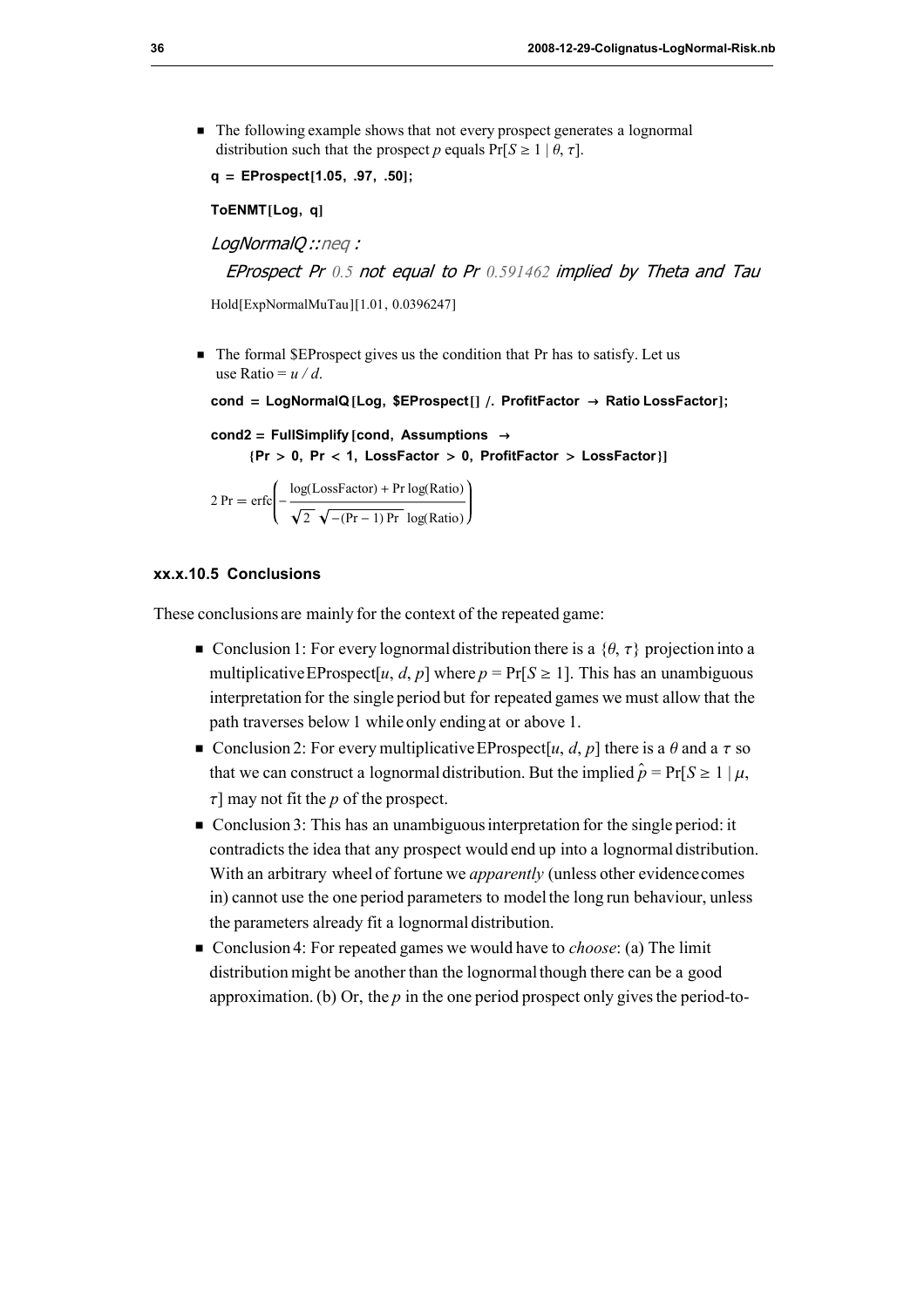- The following example shows that not every prospect generates a lognormal distribution such that the prospect $p$ equals $\Pr[S \geq 1 \mid \theta, \tau]$.

```
q = EProspect[1.05, .97, .50];
```

```
ToENMT[Log, q]
```

*LogNormalQ::neq :*

*EProspect Pr 0.5 not equal to Pr 0.591462 implied by Theta and Tau*

```
Hold[ExpNormalMuTau][1.01, 0.0396247]
```

- The formal $EProspect gives us the condition that Pr has to satisfy. Let us use Ratio = $u / d$.

```
cond = LogNormalQ[Log, $EProspect[] /. ProfitFactor → Ratio LossFactor];
```

```
cond2 = FullSimplify[cond, Assumptions →
    {Pr > 0, Pr < 1, LossFactor > 0, ProfitFactor > LossFactor}]
```

$$2\,\text{Pr} = \text{erfc}\left(-\frac{\log(\text{LossFactor}) + \text{Pr}\log(\text{Ratio})}{\sqrt{2}\,\sqrt{-(\text{Pr}-1)\,\text{Pr}}\,\log(\text{Ratio})}\right)$$

### xx.x.10.5 Conclusions

These conclusions are mainly for the context of the repeated game:

- Conclusion 1: For every lognormal distribution there is a $\{\theta, \tau\}$ projection into a multiplicative EProspect[$u$, $d$, $p$] where $p = \Pr[S \geq 1]$. This has an unambiguous interpretation for the single period but for repeated games we must allow that the path traverses below 1 while only ending at or above 1.
- Conclusion 2: For every multiplicative EProspect[$u$, $d$, $p$] there is a $\theta$ and a $\tau$ so that we can construct a lognormal distribution. But the implied $\hat{p} = \Pr[S \geq 1 \mid \mu, \tau]$ may not fit the $p$ of the prospect.
- Conclusion 3: This has an unambiguous interpretation for the single period: it contradicts the idea that any prospect would end up into a lognormal distribution. With an arbitrary wheel of fortune we *apparently* (unless other evidence comes in) cannot use the one period parameters to model the long run behaviour, unless the parameters already fit a lognormal distribution.
- Conclusion 4: For repeated games we would have to *choose*: (a) The limit distribution might be another than the lognormal though there can be a good approximation. (b) Or, the $p$ in the one period prospect only gives the period-to-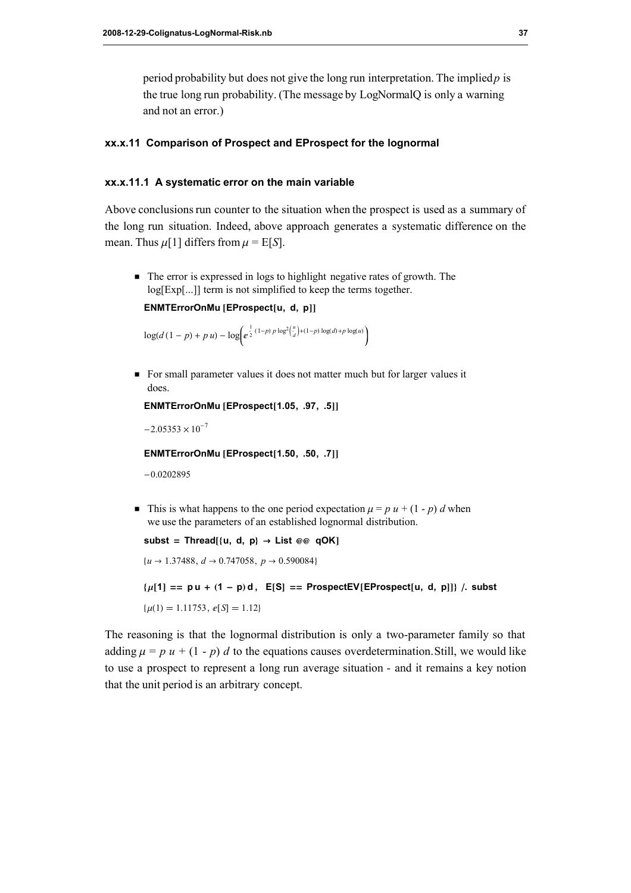period probability but does not give the long run interpretation. The implied $p$ is the true long run probability. (The message by LogNormalQ is only a warning and not an error.)

### xx.x.11 Comparison of Prospect and EProspect for the lognormal

#### xx.x.11.1 A systematic error on the main variable

Above conclusions run counter to the situation when the prospect is used as a summary of the long run situation. Indeed, above approach generates a systematic difference on the mean. Thus $\mu[1]$ differs from $\mu$ = E[$S$].

- The error is expressed in logs to highlight negative rates of growth. The log[Exp[...]] term is not simplified to keep the terms together.

```
ENMTErrorOnMu [EProspect[u, d, p]]
```

$$\log(d\,(1-p)+p\,u)-\log\left(e^{\frac{1}{2}\,(1-p)\,p\,\log^2\left(\frac{u}{d}\right)+(1-p)\,\log(d)+p\,\log(u)}\right)$$

- For small parameter values it does not matter much but for larger values it does.

```
ENMTErrorOnMu [EProspect[1.05, .97, .5]]
```

$-2.05353\times 10^{-7}$

```
ENMTErrorOnMu [EProspect[1.50, .50, .7]]
```

$-0.0202895$

- This is what happens to the one period expectation $\mu = p\,u + (1 - p)\,d$ when we use the parameters of an established lognormal distribution.

```
subst = Thread[{u, d, p} → List @@ qOK]
```

$\{u \to 1.37488,\ d \to 0.747058,\ p \to 0.590084\}$

```
{μ[1] == p u + (1 − p) d , E[S] == ProspectEV[EProspect[u, d, p]]} /. subst
```

$\{\mu(1) = 1.11753,\ e[S] = 1.12\}$

The reasoning is that the lognormal distribution is only a two-parameter family so that adding $\mu = p\,u + (1 - p)\,d$ to the equations causes overdetermination. Still, we would like to use a prospect to represent a long run average situation - and it remains a key notion that the unit period is an arbitrary concept.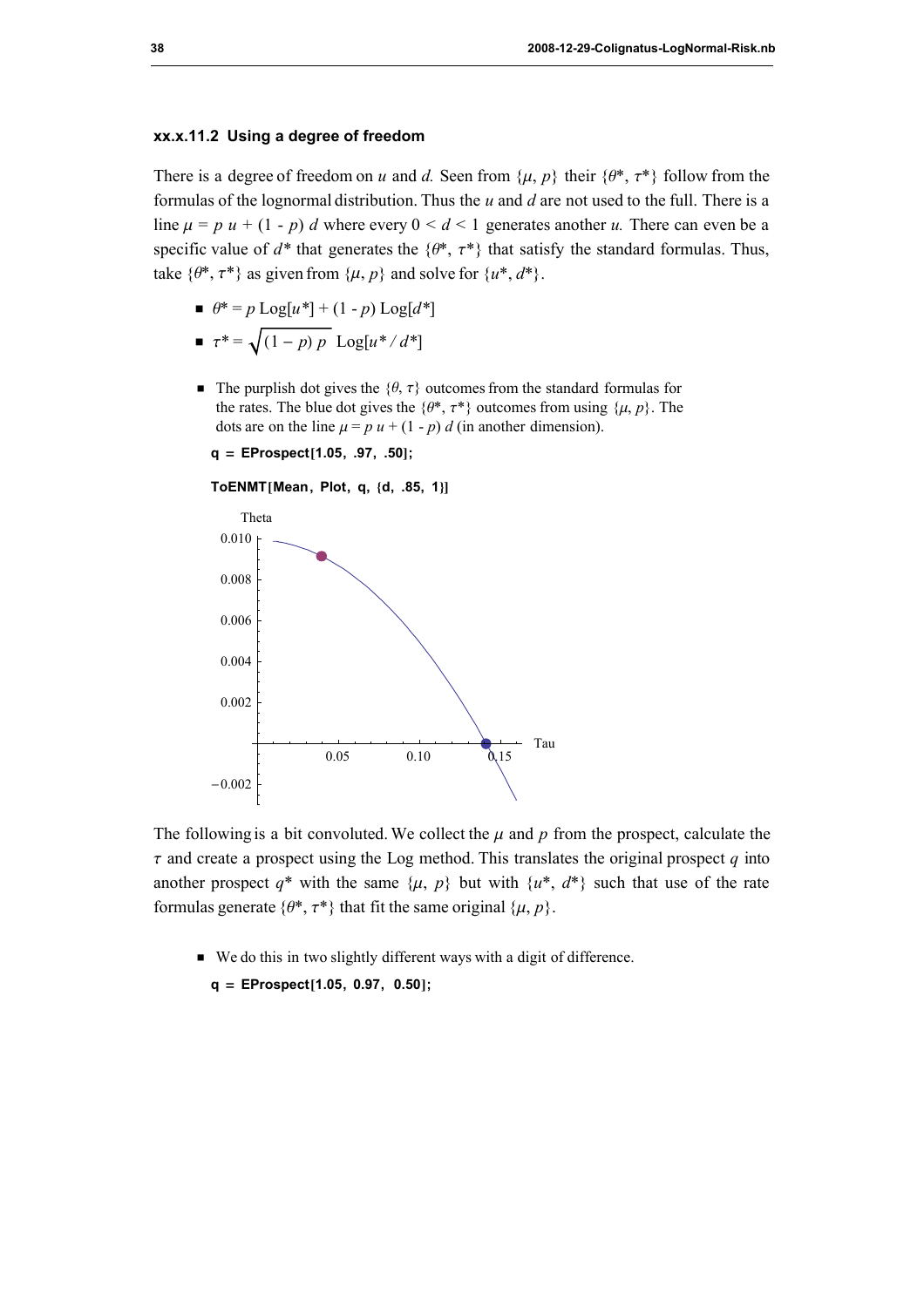### xx.x.11.2 Using a degree of freedom

There is a degree of freedom on $u$ and $d$. Seen from $\{\mu, p\}$ their $\{\theta^*, \tau^*\}$ follow from the formulas of the lognormal distribution. Thus the $u$ and $d$ are not used to the full. There is a line $\mu = p\, u + (1 - p)\, d$ where every $0 < d < 1$ generates another $u$. There can even be a specific value of $d^*$ that generates the $\{\theta^*, \tau^*\}$ that satisfy the standard formulas. Thus, take $\{\theta^*, \tau^*\}$ as given from $\{\mu, p\}$ and solve for $\{u^*, d^*\}$.

- $\theta^* = p \operatorname{Log}[u^*] + (1 - p) \operatorname{Log}[d^*]$
- $\tau^* = \sqrt{(1-p)\, p}\; \operatorname{Log}[u^* / d^*]$

- The purplish dot gives the $\{\theta, \tau\}$ outcomes from the standard formulas for the rates. The blue dot gives the $\{\theta^*, \tau^*\}$ outcomes from using $\{\mu, p\}$. The dots are on the line $\mu = p\, u + (1 - p)\, d$ (in another dimension).

```
q = EProspect[1.05, .97, .50];
```

```
ToENMT[Mean, Plot, q, {d, .85, 1}]
```

Theta
0.010
0.008
0.006
0.004
0.002
−0.002
0.05
0.10
0.15
Tau

The following is a bit convoluted. We collect the $\mu$ and $p$ from the prospect, calculate the $\tau$ and create a prospect using the Log method. This translates the original prospect $q$ into another prospect $q^*$ with the same $\{\mu, p\}$ but with $\{u^*, d^*\}$ such that use of the rate formulas generate $\{\theta^*, \tau^*\}$ that fit the same original $\{\mu, p\}$.

- We do this in two slightly different ways with a digit of difference.

```
q = EProspect[1.05, 0.97, 0.50];
```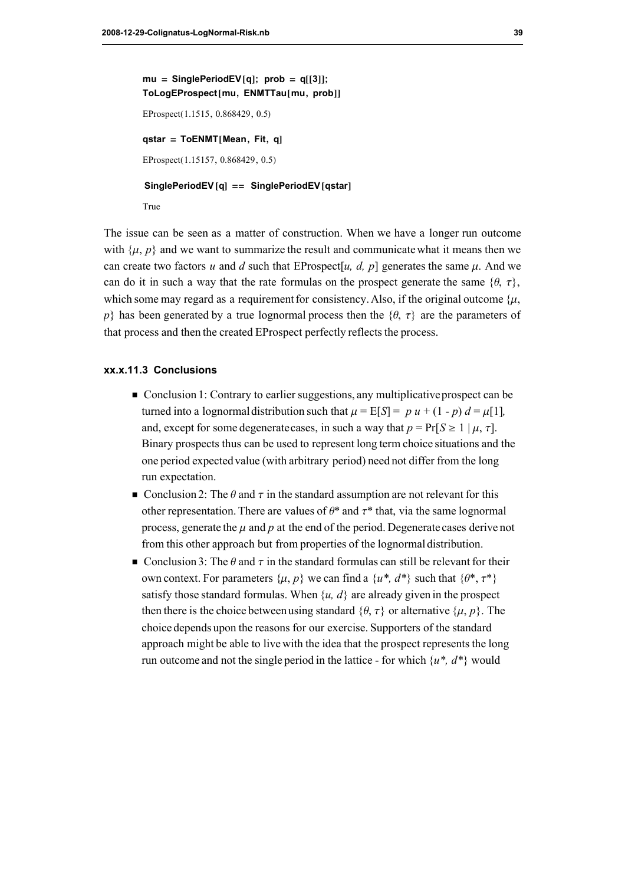```
mu = SinglePeriodEV[q]; prob = q[[3]];
ToLogEProspect[mu, ENMTTau[mu, prob]]
```

EProspect(1.1515, 0.868429, 0.5)

```
qstar = ToENMT[Mean, Fit, q]
```

EProspect(1.15157, 0.868429, 0.5)

```
SinglePeriodEV[q] == SinglePeriodEV[qstar]
```

True

The issue can be seen as a matter of construction. When we have a longer run outcome with $\{\mu, p\}$ and we want to summarize the result and communicate what it means then we can create two factors $u$ and $d$ such that EProspect[$u$, $d$, $p$] generates the same $\mu$. And we can do it in such a way that the rate formulas on the prospect generate the same $\{\theta, \tau\}$, which some may regard as a requirement for consistency. Also, if the original outcome $\{\mu, p\}$ has been generated by a true lognormal process then the $\{\theta, \tau\}$ are the parameters of that process and then the created EProspect perfectly reflects the process.

### xx.x.11.3 Conclusions

- Conclusion 1: Contrary to earlier suggestions, any multiplicative prospect can be turned into a lognormal distribution such that $\mu = E[S] = p\,u + (1 - p)\,d = \mu[1]$, and, except for some degenerate cases, in such a way that $p = \Pr[S \geq 1 \mid \mu, \tau]$. Binary prospects thus can be used to represent long term choice situations and the one period expected value (with arbitrary period) need not differ from the long run expectation.
- Conclusion 2: The $\theta$ and $\tau$ in the standard assumption are not relevant for this other representation. There are values of $\theta^*$ and $\tau^*$ that, via the same lognormal process, generate the $\mu$ and $p$ at the end of the period. Degenerate cases derive not from this other approach but from properties of the lognormal distribution.
- Conclusion 3: The $\theta$ and $\tau$ in the standard formulas can still be relevant for their own context. For parameters $\{\mu, p\}$ we can find a $\{u^*, d^*\}$ such that $\{\theta^*, \tau^*\}$ satisfy those standard formulas. When $\{u, d\}$ are already given in the prospect then there is the choice between using standard $\{\theta, \tau\}$ or alternative $\{\mu, p\}$. The choice depends upon the reasons for our exercise. Supporters of the standard approach might be able to live with the idea that the prospect represents the long run outcome and not the single period in the lattice - for which $\{u^*, d^*\}$ would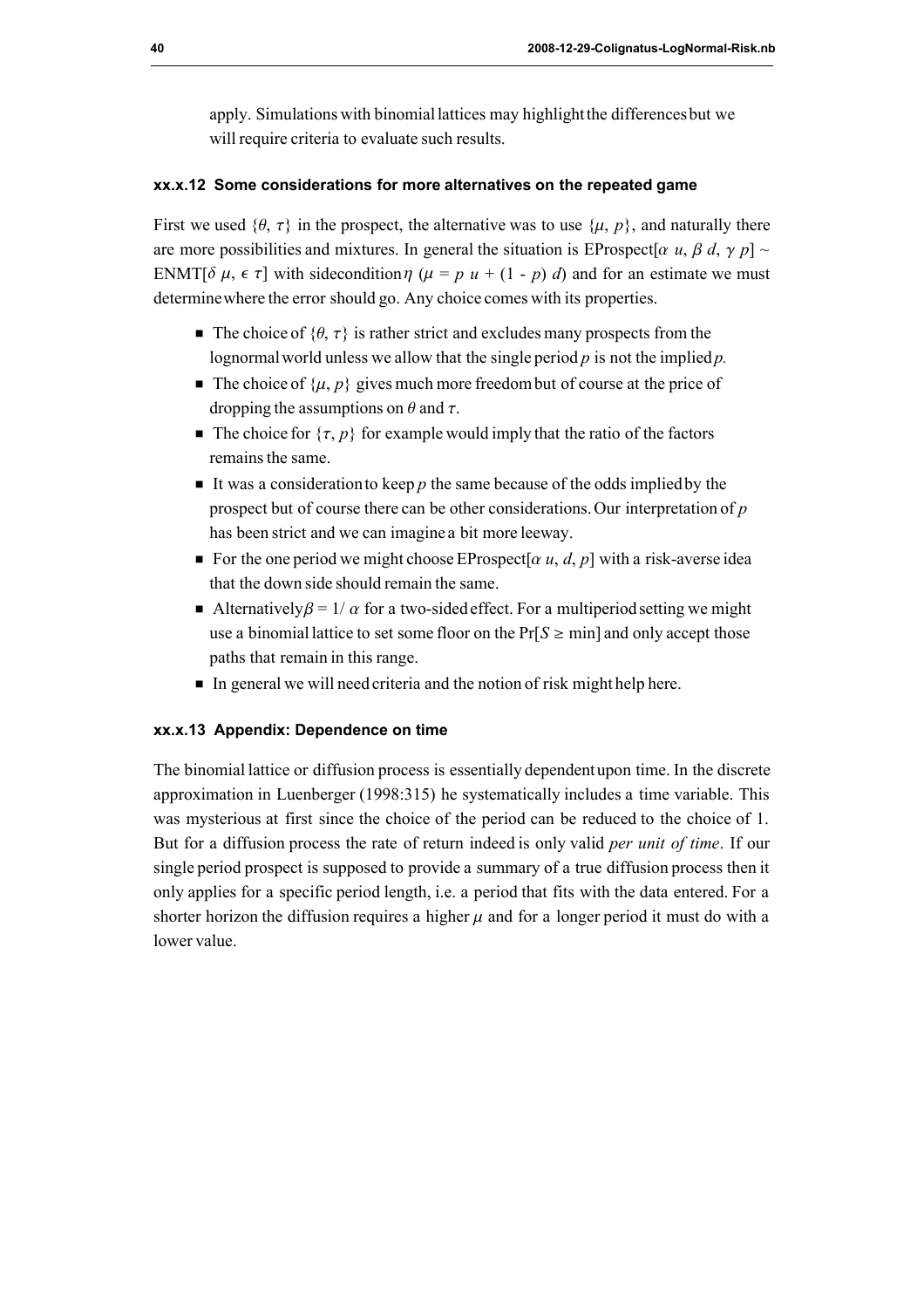apply. Simulations with binomial lattices may highlight the differences but we will require criteria to evaluate such results.

### xx.x.12 Some considerations for more alternatives on the repeated game

First we used $\{\theta, \tau\}$ in the prospect, the alternative was to use $\{\mu, p\}$, and naturally there are more possibilities and mixtures. In general the situation is EProspect[$\alpha\ u$, $\beta\ d$, $\gamma\ p$] ~ ENMT[$\delta\ \mu$, $\epsilon\ \tau$] with sidecondition $\eta$ ($\mu = p\ u + (1 - p)\ d$) and for an estimate we must determine where the error should go. Any choice comes with its properties.

- The choice of $\{\theta, \tau\}$ is rather strict and excludes many prospects from the lognormal world unless we allow that the single period $p$ is not the implied $p$.
- The choice of $\{\mu, p\}$ gives much more freedom but of course at the price of dropping the assumptions on $\theta$ and $\tau$.
- The choice for $\{\tau, p\}$ for example would imply that the ratio of the factors remains the same.
- It was a consideration to keep $p$ the same because of the odds implied by the prospect but of course there can be other considerations. Our interpretation of $p$ has been strict and we can imagine a bit more leeway.
- For the one period we might choose EProspect[$\alpha\ u$, $d$, $p$] with a risk-averse idea that the down side should remain the same.
- Alternatively $\beta = 1/\ \alpha$ for a two-sided effect. For a multiperiod setting we might use a binomial lattice to set some floor on the Pr[$S \geq$ min] and only accept those paths that remain in this range.
- In general we will need criteria and the notion of risk might help here.

### xx.x.13 Appendix: Dependence on time

The binomial lattice or diffusion process is essentially dependent upon time. In the discrete approximation in Luenberger (1998:315) he systematically includes a time variable. This was mysterious at first since the choice of the period can be reduced to the choice of 1. But for a diffusion process the rate of return indeed is only valid *per unit of time*. If our single period prospect is supposed to provide a summary of a true diffusion process then it only applies for a specific period length, i.e. a period that fits with the data entered. For a shorter horizon the diffusion requires a higher $\mu$ and for a longer period it must do with a lower value.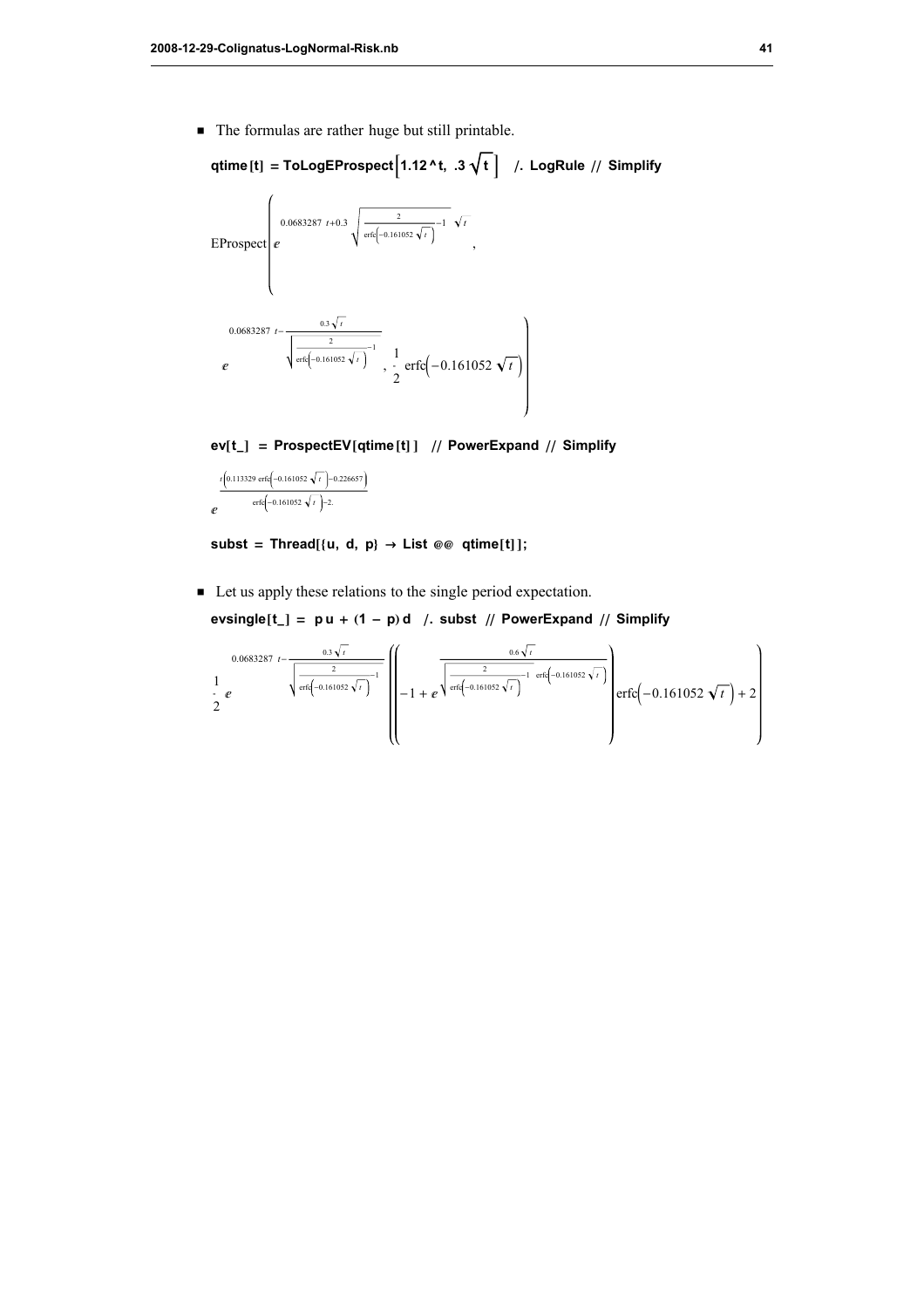- The formulas are rather huge but still printable.

```
qtime[t] = ToLogEProspect[1.12^t, .3 Sqrt[t]] /. LogRule // Simplify
```

$$\text{EProspect}\left(e^{0.0683287\, t+0.3\sqrt{\frac{2}{\text{erfc}\left(-0.161052\sqrt{t}\right)}-1}\,\sqrt{t}},\; e^{0.0683287\, t-\frac{0.3\sqrt{t}}{\sqrt{\frac{2}{\text{erfc}\left(-0.161052\sqrt{t}\right)}-1}}},\; \frac{1}{2}\,\text{erfc}\left(-0.161052\sqrt{t}\right)\right)$$

```
ev[t_] = ProspectEV[qtime[t]] // PowerExpand // Simplify
```

$$e^{\frac{t\left(0.113329\,\text{erfc}\left(-0.161052\sqrt{t}\right)-0.226657\right)}{\text{erfc}\left(-0.161052\sqrt{t}\right)-2.}}$$

```
subst = Thread[{u, d, p} → List @@ qtime[t]];
```

- Let us apply these relations to the single period expectation.

```
evsingle[t_] = p u + (1 − p) d /. subst // PowerExpand // Simplify
```

$$\frac{1}{2}\,e^{0.0683287\, t-\frac{0.3\sqrt{t}}{\sqrt{\frac{2}{\text{erfc}\left(-0.161052\sqrt{t}\right)}-1}}}\left(\left(-1+e^{\frac{0.6\sqrt{t}}{\sqrt{\frac{2}{\text{erfc}\left(-0.161052\sqrt{t}\right)}-1}\;\text{erfc}\left(-0.161052\sqrt{t}\right)}}\right)\text{erfc}\left(-0.161052\sqrt{t}\right)+2\right)$$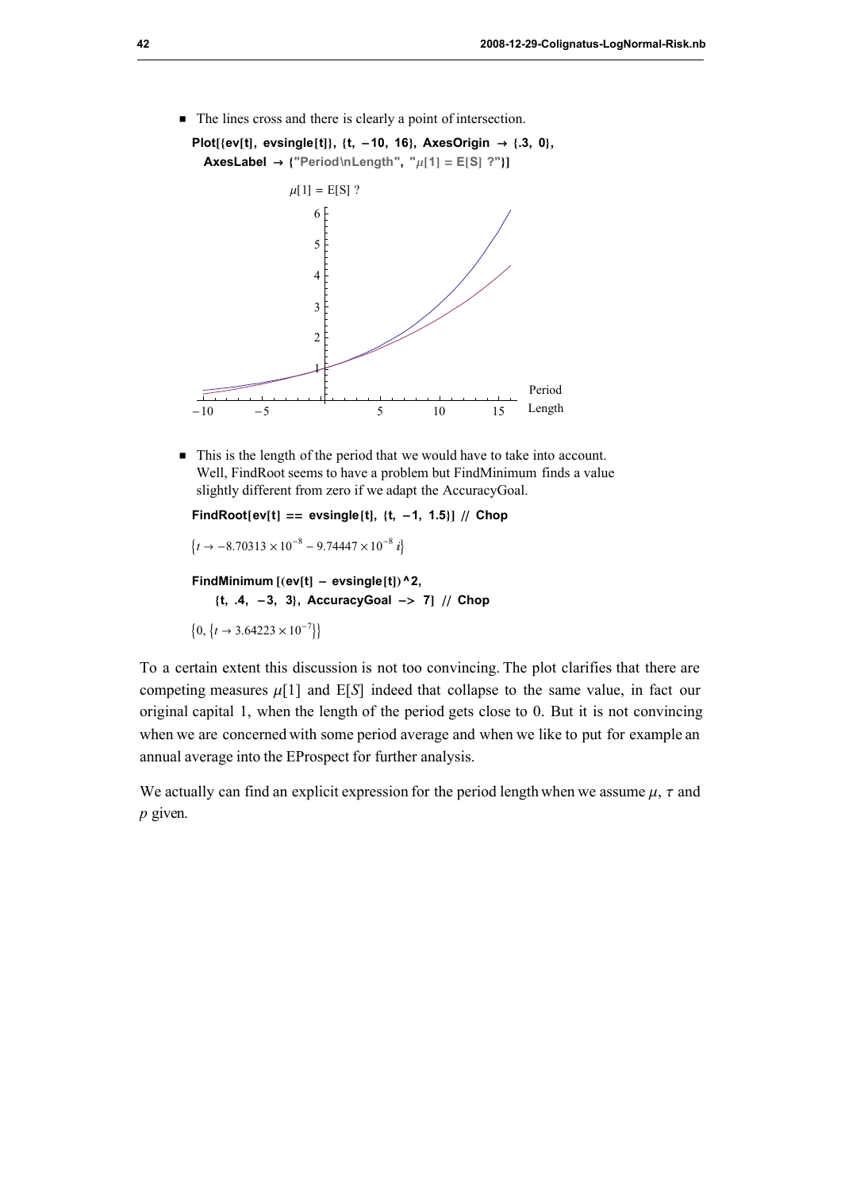- The lines cross and there is clearly a point of intersection.

```
Plot[{ev[t], evsingle[t]}, {t, -10, 16}, AxesOrigin → {.3, 0},
  AxesLabel → {"Period\nLength", "μ[1] = E[S] ?"}]
```

μ[1] = E[S] ?

6
5
4
3
2
1

−10 −5 5 10 15

Period
Length

- This is the length of the period that we would have to take into account. Well, FindRoot seems to have a problem but FindMinimum finds a value slightly different from zero if we adapt the AccuracyGoal.

```
FindRoot[ev[t] == evsingle[t], {t, -1, 1.5}] // Chop
```

$\{t \to -8.70313 \times 10^{-8} - 9.74447 \times 10^{-8}\, i\}$

```
FindMinimum[(ev[t] - evsingle[t])^2,
   {t, .4, -3, 3}, AccuracyGoal -> 7] // Chop
```

$\{0, \{t \to 3.64223 \times 10^{-7}\}\}$

To a certain extent this discussion is not too convincing. The plot clarifies that there are competing measures $\mu[1]$ and E[$S$] indeed that collapse to the same value, in fact our original capital 1, when the length of the period gets close to 0. But it is not convincing when we are concerned with some period average and when we like to put for example an annual average into the EProspect for further analysis.

We actually can find an explicit expression for the period length when we assume $\mu$, $\tau$ and $p$ given.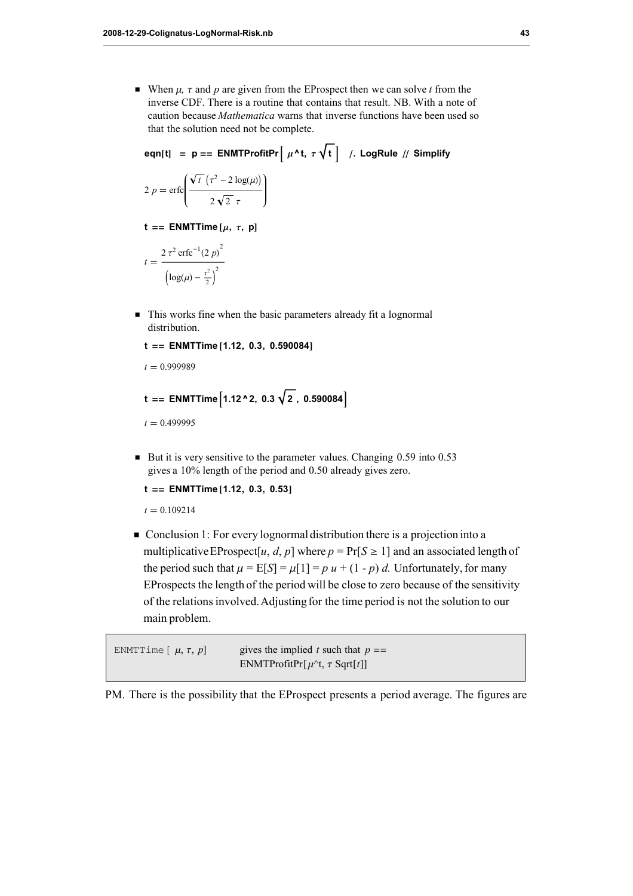- When $\mu$, $\tau$ and $p$ are given from the EProspect then we can solve $t$ from the inverse CDF. There is a routine that contains that result. NB. With a note of caution because *Mathematica* warns that inverse functions have been used so that the solution need not be complete.

```
eqn[t] = p == ENMTProfitPr[ μ^t, τ √t ] /. LogRule // Simplify
```

$$2\,p = \text{erfc}\left(\frac{\sqrt{t}\,\left(\tau^2 - 2\log(\mu)\right)}{2\sqrt{2}\;\tau}\right)$$

```
t == ENMTTime[μ, τ, p]
```

$$t = \frac{2\,\tau^2\,\text{erfc}^{-1}(2\,p)^2}{\left(\log(\mu) - \frac{\tau^2}{2}\right)^2}$$

- This works fine when the basic parameters already fit a lognormal distribution.

```
t == ENMTTime[1.12, 0.3, 0.590084]
```

$t = 0.999989$

```
t == ENMTTime[1.12^2, 0.3 √2 , 0.590084]
```

$t = 0.499995$

- But it is very sensitive to the parameter values. Changing 0.59 into 0.53 gives a 10% length of the period and 0.50 already gives zero.

```
t == ENMTTime[1.12, 0.3, 0.53]
```

$t = 0.109214$

- Conclusion 1: For every lognormal distribution there is a projection into a multiplicative EProspect[$u$, $d$, $p$] where $p = \Pr[S \geq 1]$ and an associated length of the period such that $\mu = \mathrm{E}[S] = \mu[1] = p\ u + (1 - p)\ d$. Unfortunately, for many EProspects the length of the period will be close to zero because of the sensitivity of the relations involved. Adjusting for the time period is not the solution to our main problem.

| | |
|---|---|
| ENMTTime [ $\mu$, $\tau$, $p$] | gives the implied $t$ such that $p$ == ENMTProfitPr[$\mu$^t, $\tau$ Sqrt[$t$]] |

PM. There is the possibility that the EProspect presents a period average. The figures are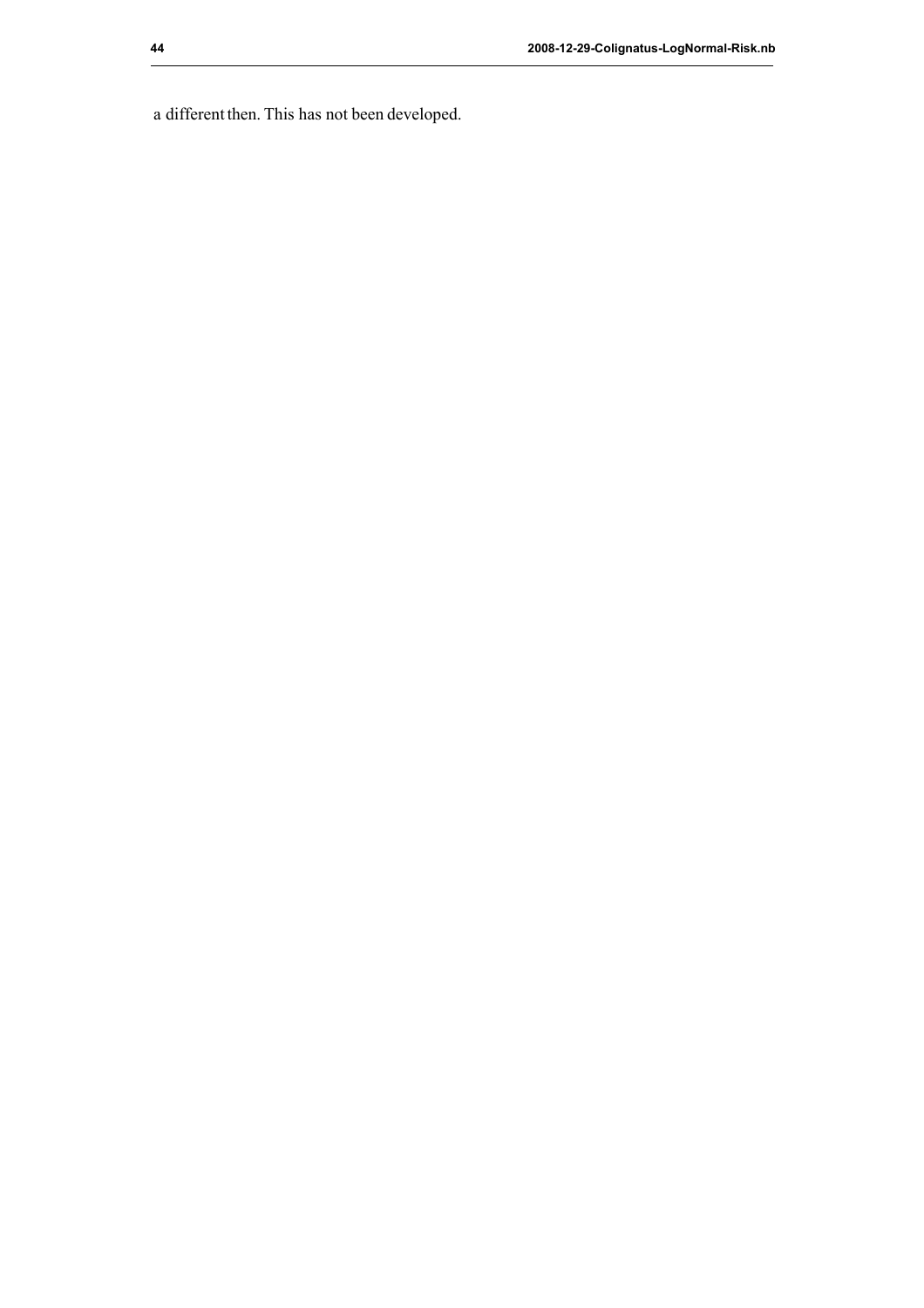a different then. This has not been developed.